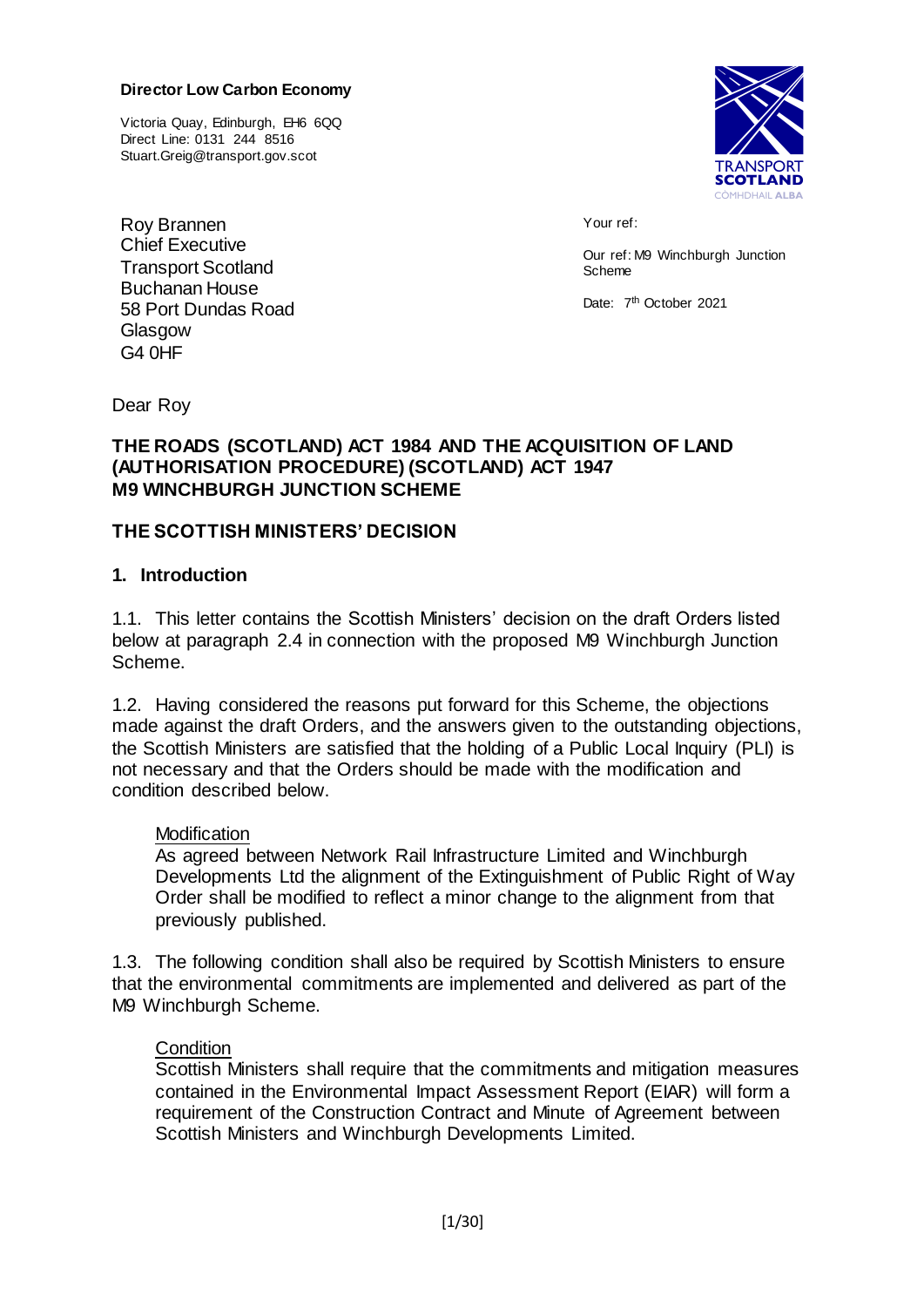**Director Low Carbon Economy**

Victoria Quay, Edinburgh, EH6 6QQ
Direct Line: 0131 244 8516
Stuart.Greig@transport.gov.scot

TRANSPORT SCOTLAND
CÒMHDHAIL ALBA

Roy Brannen
Chief Executive
Transport Scotland
Buchanan House
58 Port Dundas Road
Glasgow
G4 0HF

Your ref:

Our ref: M9 Winchburgh Junction Scheme

Date: 7th October 2021

Dear Roy

**THE ROADS (SCOTLAND) ACT 1984 AND THE ACQUISITION OF LAND (AUTHORISATION PROCEDURE) (SCOTLAND) ACT 1947**
**M9 WINCHBURGH JUNCTION SCHEME**

## THE SCOTTISH MINISTERS' DECISION

### 1. Introduction

1.1. This letter contains the Scottish Ministers' decision on the draft Orders listed below at paragraph 2.4 in connection with the proposed M9 Winchburgh Junction Scheme.

1.2. Having considered the reasons put forward for this Scheme, the objections made against the draft Orders, and the answers given to the outstanding objections, the Scottish Ministers are satisfied that the holding of a Public Local Inquiry (PLI) is not necessary and that the Orders should be made with the modification and condition described below.

> <u>Modification</u>
> As agreed between Network Rail Infrastructure Limited and Winchburgh Developments Ltd the alignment of the Extinguishment of Public Right of Way Order shall be modified to reflect a minor change to the alignment from that previously published.

1.3. The following condition shall also be required by Scottish Ministers to ensure that the environmental commitments are implemented and delivered as part of the M9 Winchburgh Scheme.

> <u>Condition</u>
> Scottish Ministers shall require that the commitments and mitigation measures contained in the Environmental Impact Assessment Report (EIAR) will form a requirement of the Construction Contract and Minute of Agreement between Scottish Ministers and Winchburgh Developments Limited.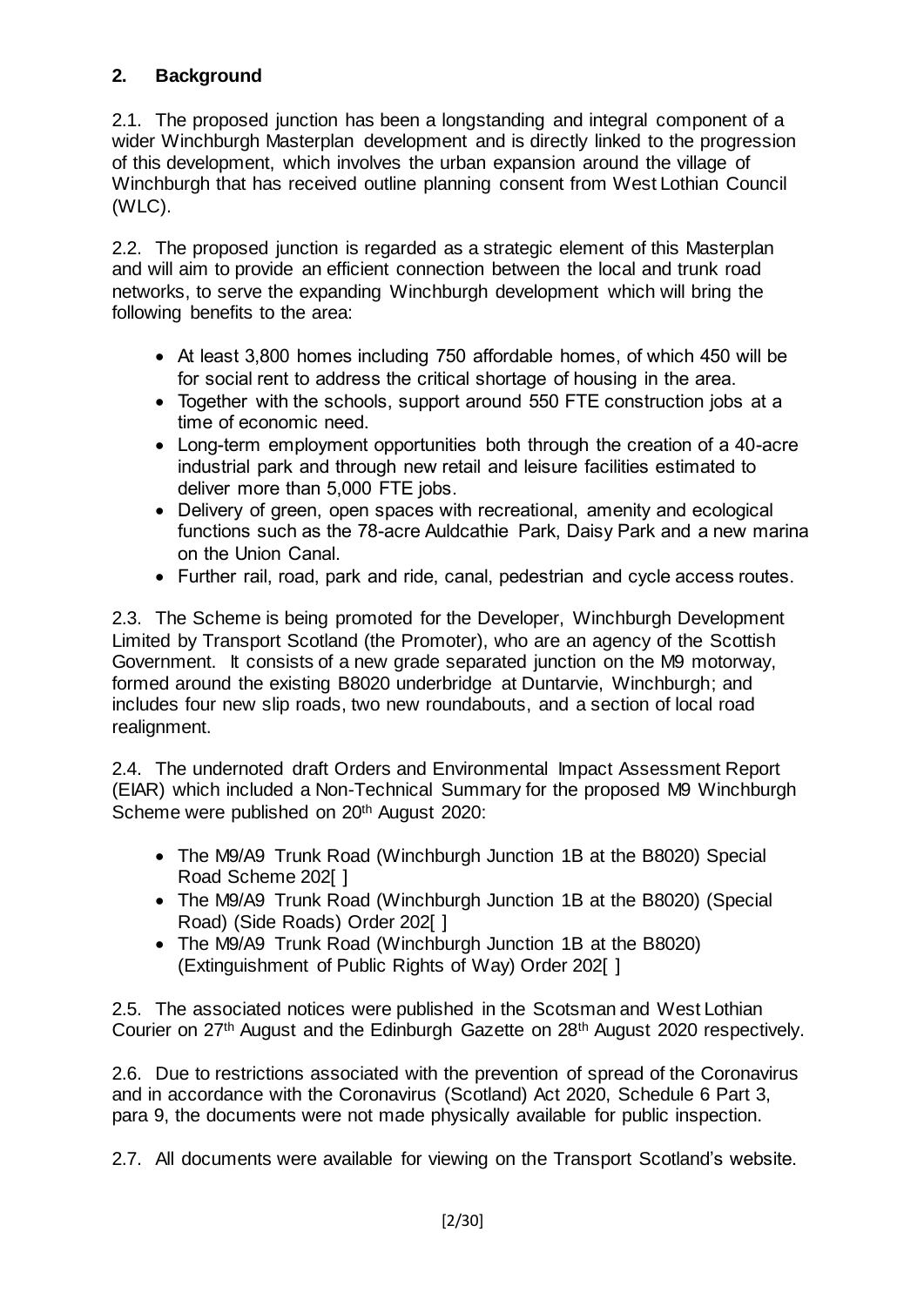## 2. Background

2.1. The proposed junction has been a longstanding and integral component of a wider Winchburgh Masterplan development and is directly linked to the progression of this development, which involves the urban expansion around the village of Winchburgh that has received outline planning consent from West Lothian Council (WLC).

2.2. The proposed junction is regarded as a strategic element of this Masterplan and will aim to provide an efficient connection between the local and trunk road networks, to serve the expanding Winchburgh development which will bring the following benefits to the area:

- At least 3,800 homes including 750 affordable homes, of which 450 will be for social rent to address the critical shortage of housing in the area.
- Together with the schools, support around 550 FTE construction jobs at a time of economic need.
- Long-term employment opportunities both through the creation of a 40-acre industrial park and through new retail and leisure facilities estimated to deliver more than 5,000 FTE jobs.
- Delivery of green, open spaces with recreational, amenity and ecological functions such as the 78-acre Auldcathie Park, Daisy Park and a new marina on the Union Canal.
- Further rail, road, park and ride, canal, pedestrian and cycle access routes.

2.3. The Scheme is being promoted for the Developer, Winchburgh Development Limited by Transport Scotland (the Promoter), who are an agency of the Scottish Government. It consists of a new grade separated junction on the M9 motorway, formed around the existing B8020 underbridge at Duntarvie, Winchburgh; and includes four new slip roads, two new roundabouts, and a section of local road realignment.

2.4. The undernoted draft Orders and Environmental Impact Assessment Report (EIAR) which included a Non-Technical Summary for the proposed M9 Winchburgh Scheme were published on 20th August 2020:

- The M9/A9 Trunk Road (Winchburgh Junction 1B at the B8020) Special Road Scheme 202[ ]
- The M9/A9 Trunk Road (Winchburgh Junction 1B at the B8020) (Special Road) (Side Roads) Order 202[ ]
- The M9/A9 Trunk Road (Winchburgh Junction 1B at the B8020) (Extinguishment of Public Rights of Way) Order 202[ ]

2.5. The associated notices were published in the Scotsman and West Lothian Courier on 27th August and the Edinburgh Gazette on 28th August 2020 respectively.

2.6. Due to restrictions associated with the prevention of spread of the Coronavirus and in accordance with the Coronavirus (Scotland) Act 2020, Schedule 6 Part 3, para 9, the documents were not made physically available for public inspection.

2.7. All documents were available for viewing on the Transport Scotland's website.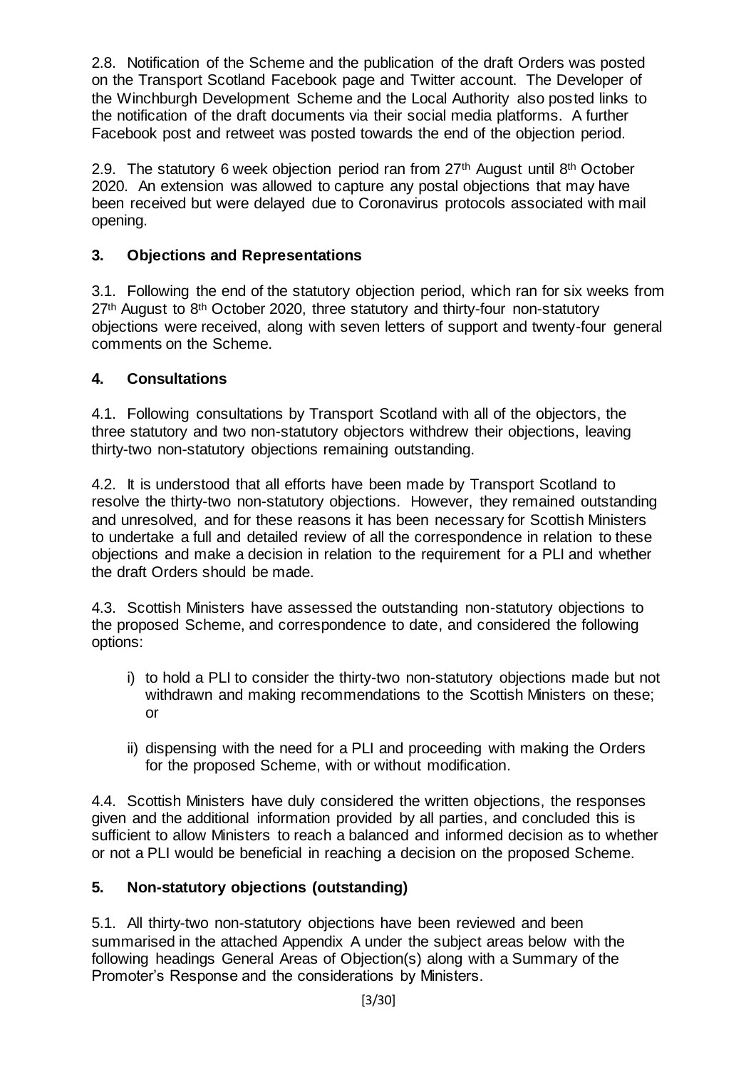2.8. Notification of the Scheme and the publication of the draft Orders was posted on the Transport Scotland Facebook page and Twitter account. The Developer of the Winchburgh Development Scheme and the Local Authority also posted links to the notification of the draft documents via their social media platforms. A further Facebook post and retweet was posted towards the end of the objection period.

2.9. The statutory 6 week objection period ran from 27th August until 8th October 2020. An extension was allowed to capture any postal objections that may have been received but were delayed due to Coronavirus protocols associated with mail opening.

## 3. Objections and Representations

3.1. Following the end of the statutory objection period, which ran for six weeks from 27th August to 8th October 2020, three statutory and thirty-four non-statutory objections were received, along with seven letters of support and twenty-four general comments on the Scheme.

## 4. Consultations

4.1. Following consultations by Transport Scotland with all of the objectors, the three statutory and two non-statutory objectors withdrew their objections, leaving thirty-two non-statutory objections remaining outstanding.

4.2. It is understood that all efforts have been made by Transport Scotland to resolve the thirty-two non-statutory objections. However, they remained outstanding and unresolved, and for these reasons it has been necessary for Scottish Ministers to undertake a full and detailed review of all the correspondence in relation to these objections and make a decision in relation to the requirement for a PLI and whether the draft Orders should be made.

4.3. Scottish Ministers have assessed the outstanding non-statutory objections to the proposed Scheme, and correspondence to date, and considered the following options:

i) to hold a PLI to consider the thirty-two non-statutory objections made but not withdrawn and making recommendations to the Scottish Ministers on these; or

ii) dispensing with the need for a PLI and proceeding with making the Orders for the proposed Scheme, with or without modification.

4.4. Scottish Ministers have duly considered the written objections, the responses given and the additional information provided by all parties, and concluded this is sufficient to allow Ministers to reach a balanced and informed decision as to whether or not a PLI would be beneficial in reaching a decision on the proposed Scheme.

## 5. Non-statutory objections (outstanding)

5.1. All thirty-two non-statutory objections have been reviewed and been summarised in the attached Appendix A under the subject areas below with the following headings General Areas of Objection(s) along with a Summary of the Promoter's Response and the considerations by Ministers.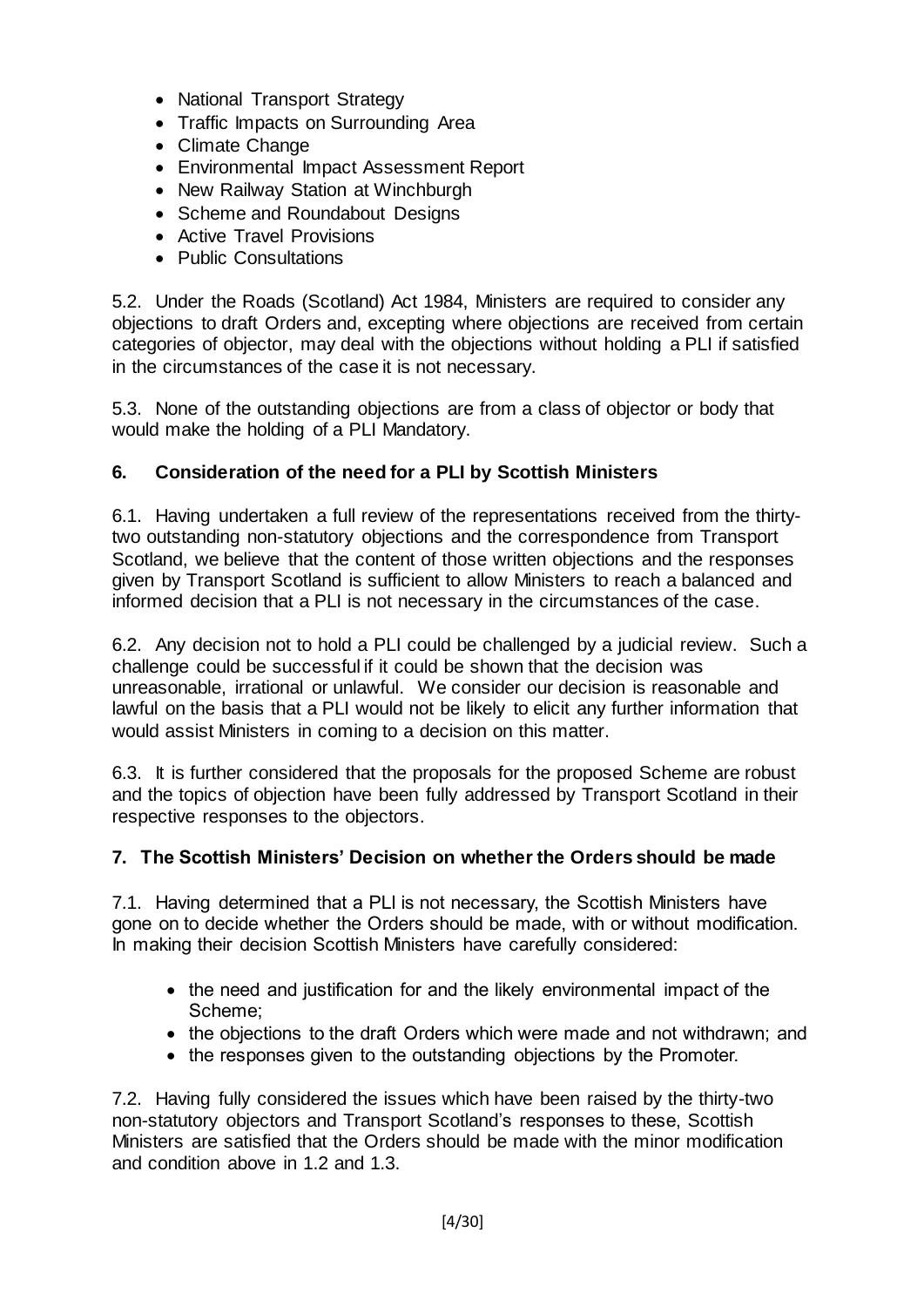- National Transport Strategy
- Traffic Impacts on Surrounding Area
- Climate Change
- Environmental Impact Assessment Report
- New Railway Station at Winchburgh
- Scheme and Roundabout Designs
- Active Travel Provisions
- Public Consultations

5.2. Under the Roads (Scotland) Act 1984, Ministers are required to consider any objections to draft Orders and, excepting where objections are received from certain categories of objector, may deal with the objections without holding a PLI if satisfied in the circumstances of the case it is not necessary.

5.3. None of the outstanding objections are from a class of objector or body that would make the holding of a PLI Mandatory.

## 6. Consideration of the need for a PLI by Scottish Ministers

6.1. Having undertaken a full review of the representations received from the thirty-two outstanding non-statutory objections and the correspondence from Transport Scotland, we believe that the content of those written objections and the responses given by Transport Scotland is sufficient to allow Ministers to reach a balanced and informed decision that a PLI is not necessary in the circumstances of the case.

6.2. Any decision not to hold a PLI could be challenged by a judicial review. Such a challenge could be successful if it could be shown that the decision was unreasonable, irrational or unlawful. We consider our decision is reasonable and lawful on the basis that a PLI would not be likely to elicit any further information that would assist Ministers in coming to a decision on this matter.

6.3. It is further considered that the proposals for the proposed Scheme are robust and the topics of objection have been fully addressed by Transport Scotland in their respective responses to the objectors.

## 7. The Scottish Ministers' Decision on whether the Orders should be made

7.1. Having determined that a PLI is not necessary, the Scottish Ministers have gone on to decide whether the Orders should be made, with or without modification. In making their decision Scottish Ministers have carefully considered:

- the need and justification for and the likely environmental impact of the Scheme;
- the objections to the draft Orders which were made and not withdrawn; and
- the responses given to the outstanding objections by the Promoter.

7.2. Having fully considered the issues which have been raised by the thirty-two non-statutory objectors and Transport Scotland's responses to these, Scottish Ministers are satisfied that the Orders should be made with the minor modification and condition above in 1.2 and 1.3.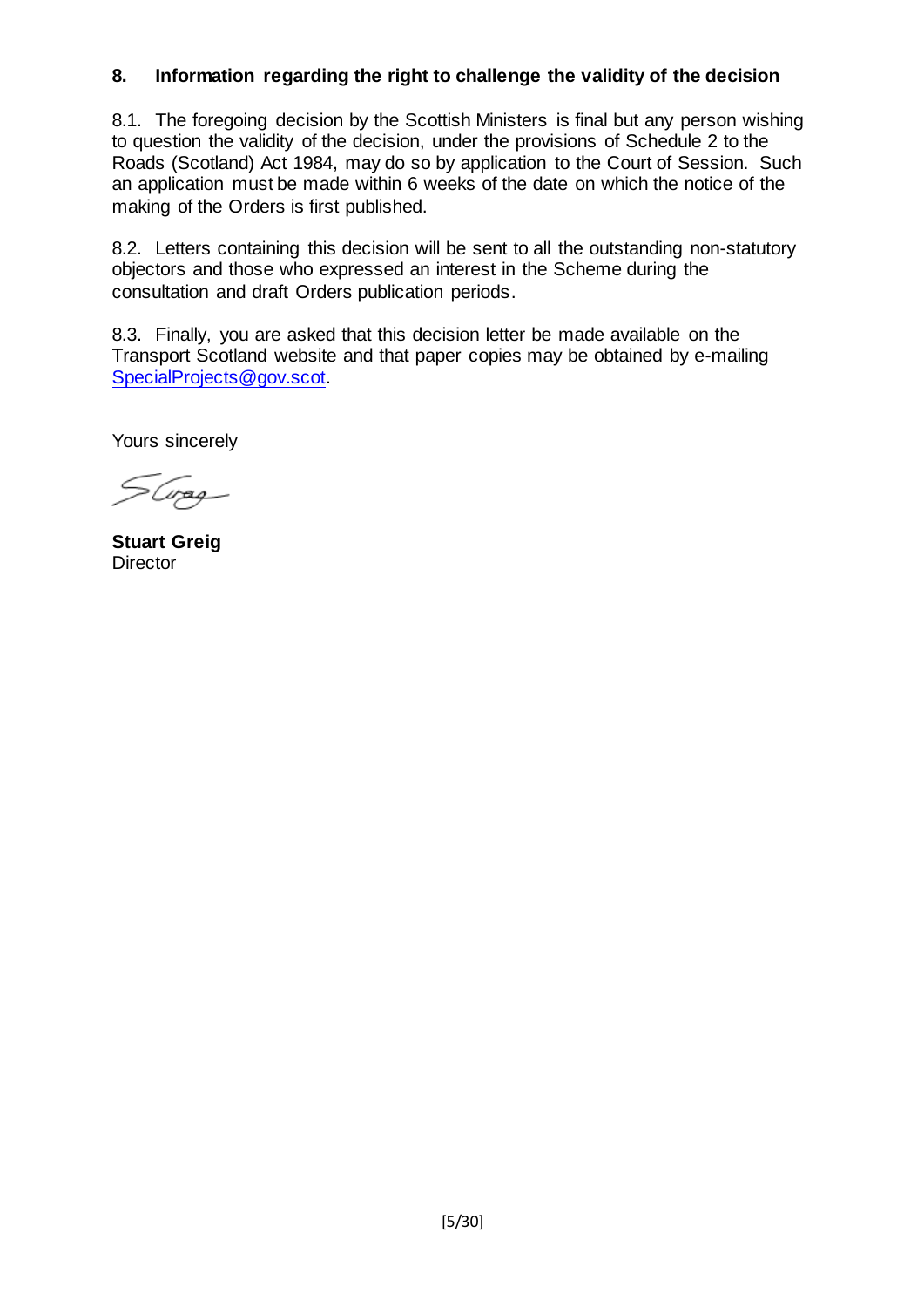## 8. Information regarding the right to challenge the validity of the decision

8.1. The foregoing decision by the Scottish Ministers is final but any person wishing to question the validity of the decision, under the provisions of Schedule 2 to the Roads (Scotland) Act 1984, may do so by application to the Court of Session. Such an application must be made within 6 weeks of the date on which the notice of the making of the Orders is first published.

8.2. Letters containing this decision will be sent to all the outstanding non-statutory objectors and those who expressed an interest in the Scheme during the consultation and draft Orders publication periods.

8.3. Finally, you are asked that this decision letter be made available on the Transport Scotland website and that paper copies may be obtained by e-mailing SpecialProjects@gov.scot.

Yours sincerely

**Stuart Greig**
Director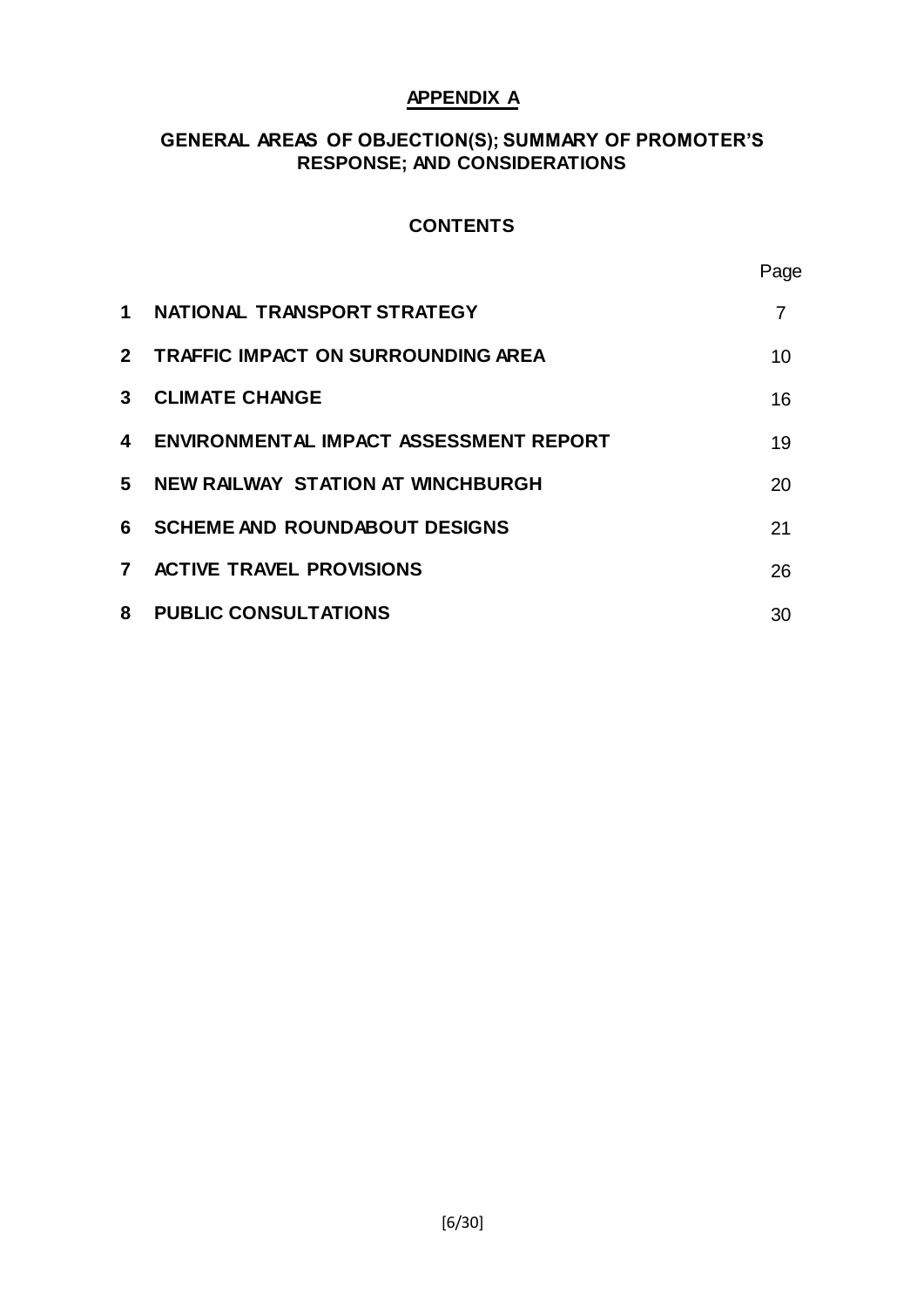# APPENDIX A

## GENERAL AREAS OF OBJECTION(S); SUMMARY OF PROMOTER'S RESPONSE; AND CONSIDERATIONS

### CONTENTS

| | | Page |
|---|---|---|
| **1** | **NATIONAL TRANSPORT STRATEGY** | 7 |
| **2** | **TRAFFIC IMPACT ON SURROUNDING AREA** | 10 |
| **3** | **CLIMATE CHANGE** | 16 |
| **4** | **ENVIRONMENTAL IMPACT ASSESSMENT REPORT** | 19 |
| **5** | **NEW RAILWAY STATION AT WINCHBURGH** | 20 |
| **6** | **SCHEME AND ROUNDABOUT DESIGNS** | 21 |
| **7** | **ACTIVE TRAVEL PROVISIONS** | 26 |
| **8** | **PUBLIC CONSULTATIONS** | 30 |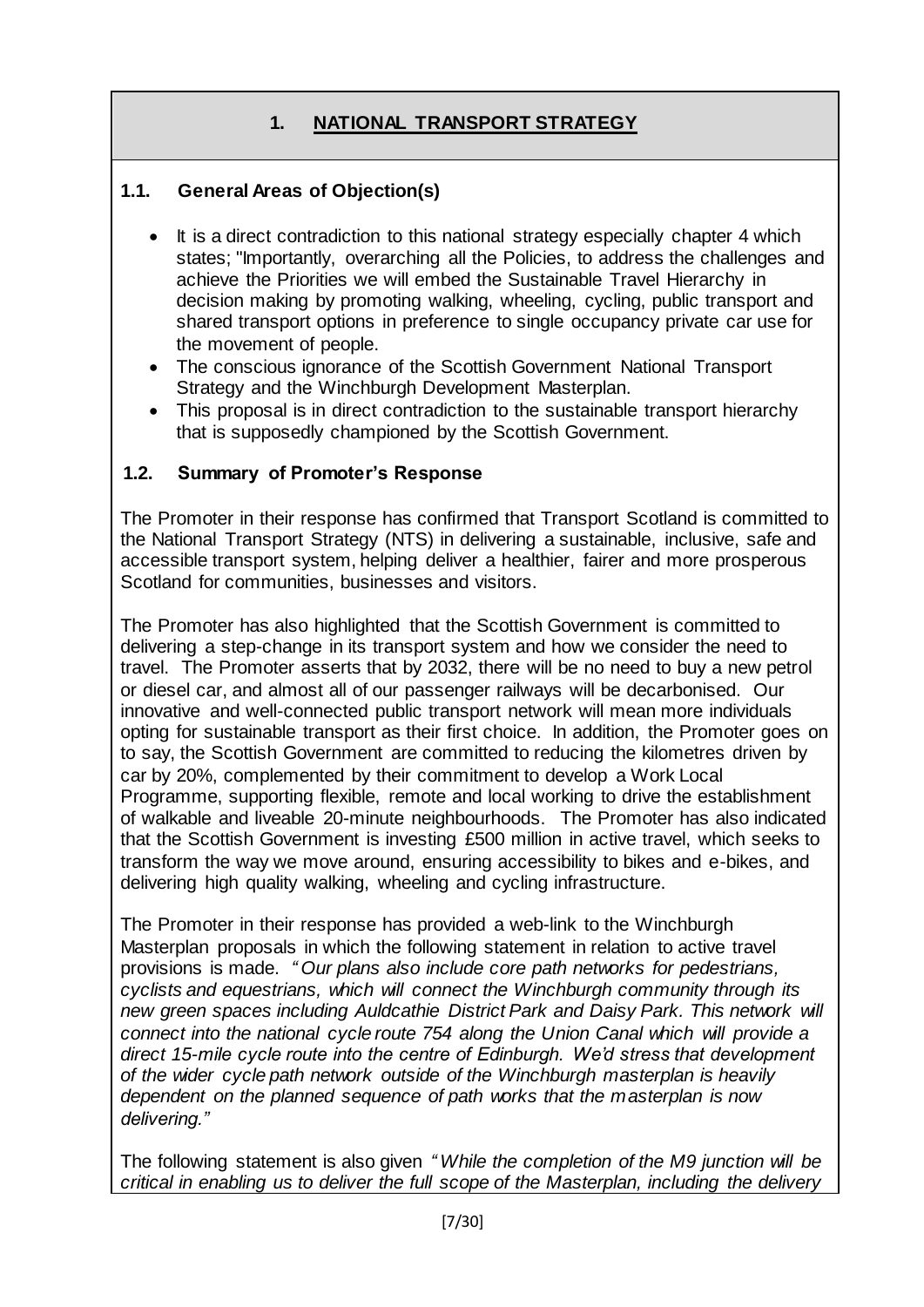# 1. NATIONAL TRANSPORT STRATEGY

## 1.1. General Areas of Objection(s)

- It is a direct contradiction to this national strategy especially chapter 4 which states; "Importantly, overarching all the Policies, to address the challenges and achieve the Priorities we will embed the Sustainable Travel Hierarchy in decision making by promoting walking, wheeling, cycling, public transport and shared transport options in preference to single occupancy private car use for the movement of people.
- The conscious ignorance of the Scottish Government National Transport Strategy and the Winchburgh Development Masterplan.
- This proposal is in direct contradiction to the sustainable transport hierarchy that is supposedly championed by the Scottish Government.

## 1.2. Summary of Promoter's Response

The Promoter in their response has confirmed that Transport Scotland is committed to the National Transport Strategy (NTS) in delivering a sustainable, inclusive, safe and accessible transport system, helping deliver a healthier, fairer and more prosperous Scotland for communities, businesses and visitors.

The Promoter has also highlighted that the Scottish Government is committed to delivering a step-change in its transport system and how we consider the need to travel. The Promoter asserts that by 2032, there will be no need to buy a new petrol or diesel car, and almost all of our passenger railways will be decarbonised. Our innovative and well-connected public transport network will mean more individuals opting for sustainable transport as their first choice. In addition, the Promoter goes on to say, the Scottish Government are committed to reducing the kilometres driven by car by 20%, complemented by their commitment to develop a Work Local Programme, supporting flexible, remote and local working to drive the establishment of walkable and liveable 20-minute neighbourhoods. The Promoter has also indicated that the Scottish Government is investing £500 million in active travel, which seeks to transform the way we move around, ensuring accessibility to bikes and e-bikes, and delivering high quality walking, wheeling and cycling infrastructure.

The Promoter in their response has provided a web-link to the Winchburgh Masterplan proposals in which the following statement in relation to active travel provisions is made. *"Our plans also include core path networks for pedestrians, cyclists and equestrians, which will connect the Winchburgh community through its new green spaces including Auldcathie District Park and Daisy Park. This network will connect into the national cycle route 754 along the Union Canal which will provide a direct 15-mile cycle route into the centre of Edinburgh. We'd stress that development of the wider cycle path network outside of the Winchburgh masterplan is heavily dependent on the planned sequence of path works that the masterplan is now delivering."*

The following statement is also given *"While the completion of the M9 junction will be critical in enabling us to deliver the full scope of the Masterplan, including the delivery*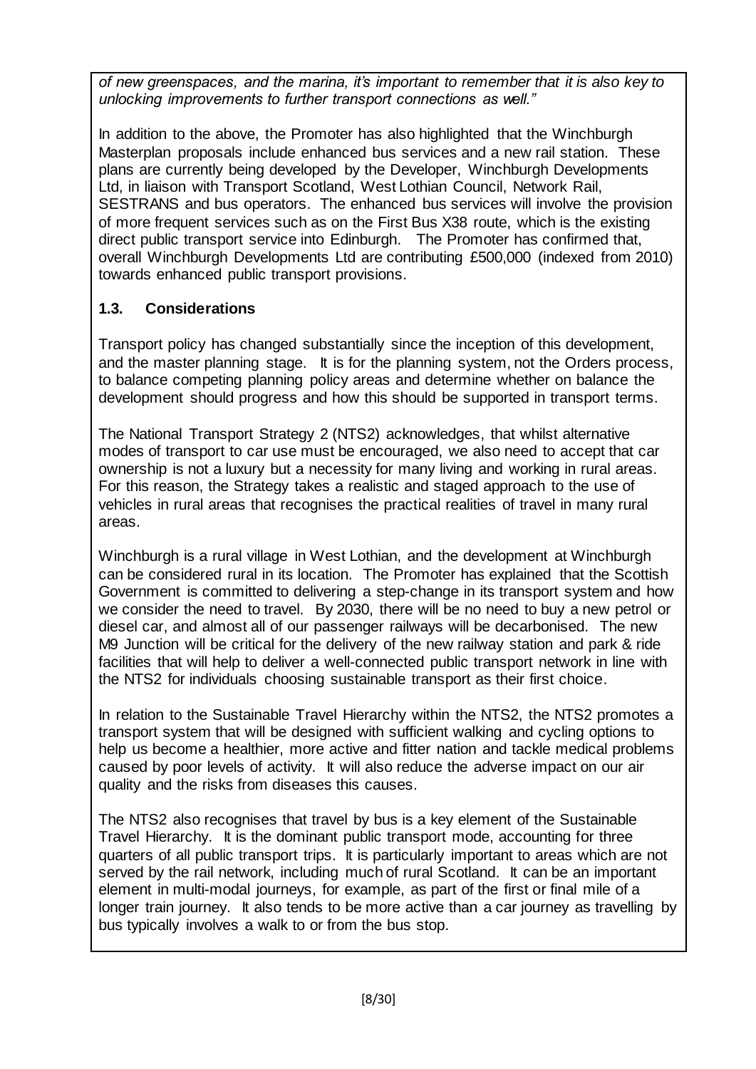*of new greenspaces, and the marina, it's important to remember that it is also key to unlocking improvements to further transport connections as well."*

In addition to the above, the Promoter has also highlighted that the Winchburgh Masterplan proposals include enhanced bus services and a new rail station. These plans are currently being developed by the Developer, Winchburgh Developments Ltd, in liaison with Transport Scotland, West Lothian Council, Network Rail, SESTRANS and bus operators. The enhanced bus services will involve the provision of more frequent services such as on the First Bus X38 route, which is the existing direct public transport service into Edinburgh. The Promoter has confirmed that, overall Winchburgh Developments Ltd are contributing £500,000 (indexed from 2010) towards enhanced public transport provisions.

### 1.3. Considerations

Transport policy has changed substantially since the inception of this development, and the master planning stage. It is for the planning system, not the Orders process, to balance competing planning policy areas and determine whether on balance the development should progress and how this should be supported in transport terms.

The National Transport Strategy 2 (NTS2) acknowledges, that whilst alternative modes of transport to car use must be encouraged, we also need to accept that car ownership is not a luxury but a necessity for many living and working in rural areas. For this reason, the Strategy takes a realistic and staged approach to the use of vehicles in rural areas that recognises the practical realities of travel in many rural areas.

Winchburgh is a rural village in West Lothian, and the development at Winchburgh can be considered rural in its location. The Promoter has explained that the Scottish Government is committed to delivering a step-change in its transport system and how we consider the need to travel. By 2030, there will be no need to buy a new petrol or diesel car, and almost all of our passenger railways will be decarbonised. The new M9 Junction will be critical for the delivery of the new railway station and park & ride facilities that will help to deliver a well-connected public transport network in line with the NTS2 for individuals choosing sustainable transport as their first choice.

In relation to the Sustainable Travel Hierarchy within the NTS2, the NTS2 promotes a transport system that will be designed with sufficient walking and cycling options to help us become a healthier, more active and fitter nation and tackle medical problems caused by poor levels of activity. It will also reduce the adverse impact on our air quality and the risks from diseases this causes.

The NTS2 also recognises that travel by bus is a key element of the Sustainable Travel Hierarchy. It is the dominant public transport mode, accounting for three quarters of all public transport trips. It is particularly important to areas which are not served by the rail network, including much of rural Scotland. It can be an important element in multi-modal journeys, for example, as part of the first or final mile of a longer train journey. It also tends to be more active than a car journey as travelling by bus typically involves a walk to or from the bus stop.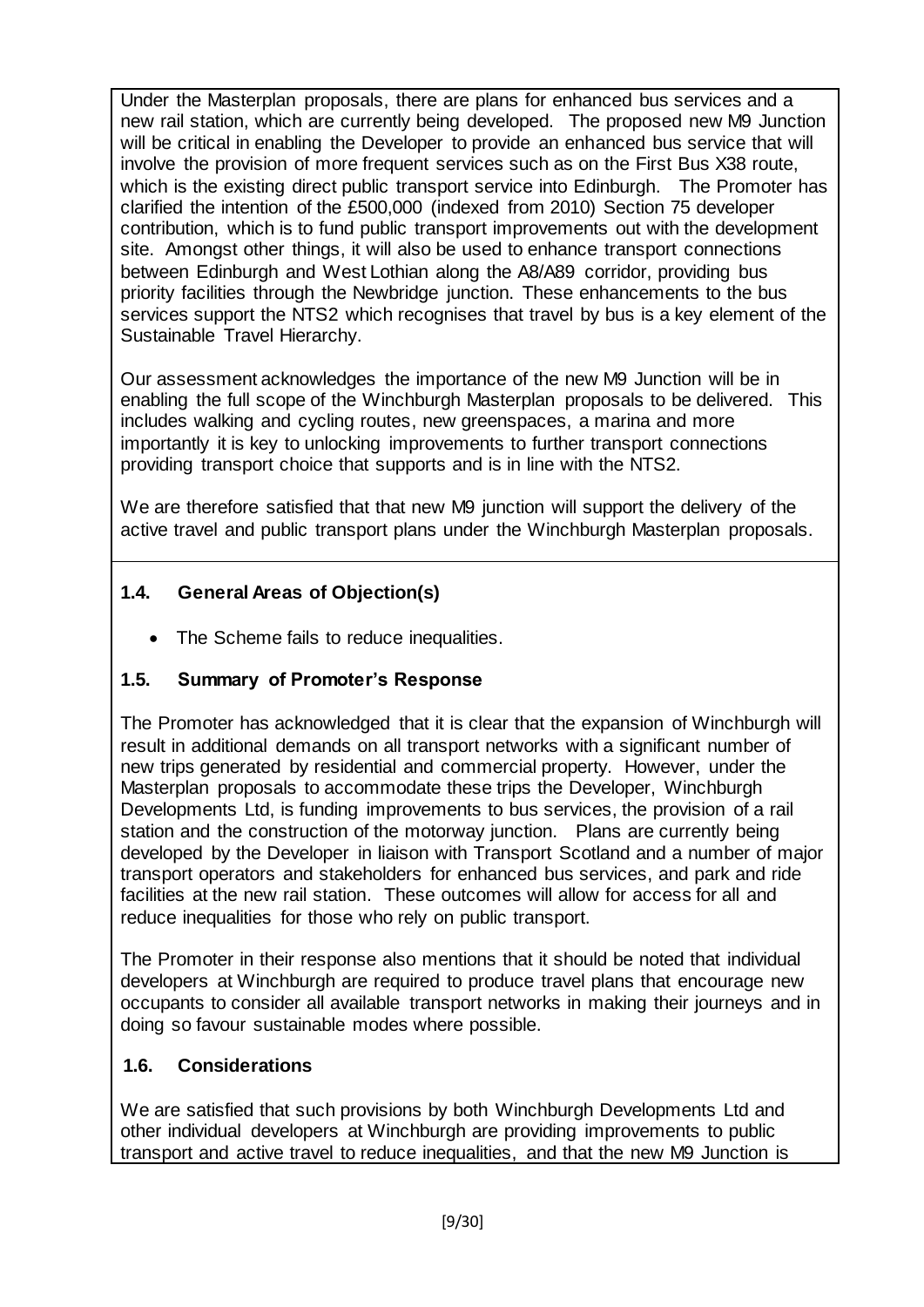Under the Masterplan proposals, there are plans for enhanced bus services and a new rail station, which are currently being developed. The proposed new M9 Junction will be critical in enabling the Developer to provide an enhanced bus service that will involve the provision of more frequent services such as on the First Bus X38 route, which is the existing direct public transport service into Edinburgh. The Promoter has clarified the intention of the £500,000 (indexed from 2010) Section 75 developer contribution, which is to fund public transport improvements out with the development site. Amongst other things, it will also be used to enhance transport connections between Edinburgh and West Lothian along the A8/A89 corridor, providing bus priority facilities through the Newbridge junction. These enhancements to the bus services support the NTS2 which recognises that travel by bus is a key element of the Sustainable Travel Hierarchy.

Our assessment acknowledges the importance of the new M9 Junction will be in enabling the full scope of the Winchburgh Masterplan proposals to be delivered. This includes walking and cycling routes, new greenspaces, a marina and more importantly it is key to unlocking improvements to further transport connections providing transport choice that supports and is in line with the NTS2.

We are therefore satisfied that that new M9 junction will support the delivery of the active travel and public transport plans under the Winchburgh Masterplan proposals.

### 1.4. General Areas of Objection(s)

- The Scheme fails to reduce inequalities.

### 1.5. Summary of Promoter's Response

The Promoter has acknowledged that it is clear that the expansion of Winchburgh will result in additional demands on all transport networks with a significant number of new trips generated by residential and commercial property. However, under the Masterplan proposals to accommodate these trips the Developer, Winchburgh Developments Ltd, is funding improvements to bus services, the provision of a rail station and the construction of the motorway junction. Plans are currently being developed by the Developer in liaison with Transport Scotland and a number of major transport operators and stakeholders for enhanced bus services, and park and ride facilities at the new rail station. These outcomes will allow for access for all and reduce inequalities for those who rely on public transport.

The Promoter in their response also mentions that it should be noted that individual developers at Winchburgh are required to produce travel plans that encourage new occupants to consider all available transport networks in making their journeys and in doing so favour sustainable modes where possible.

### 1.6. Considerations

We are satisfied that such provisions by both Winchburgh Developments Ltd and other individual developers at Winchburgh are providing improvements to public transport and active travel to reduce inequalities, and that the new M9 Junction is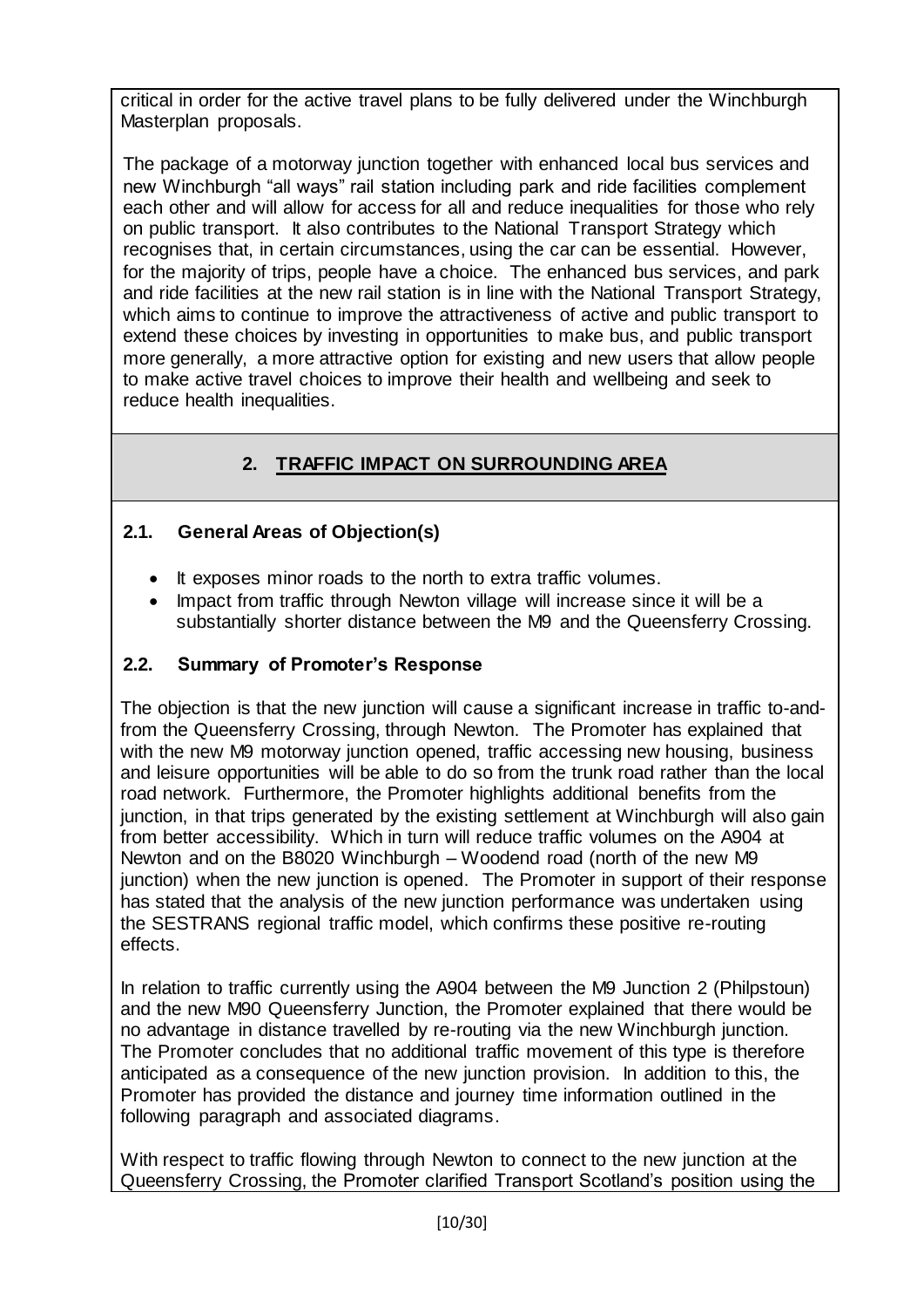critical in order for the active travel plans to be fully delivered under the Winchburgh Masterplan proposals.

The package of a motorway junction together with enhanced local bus services and new Winchburgh "all ways" rail station including park and ride facilities complement each other and will allow for access for all and reduce inequalities for those who rely on public transport. It also contributes to the National Transport Strategy which recognises that, in certain circumstances, using the car can be essential. However, for the majority of trips, people have a choice. The enhanced bus services, and park and ride facilities at the new rail station is in line with the National Transport Strategy, which aims to continue to improve the attractiveness of active and public transport to extend these choices by investing in opportunities to make bus, and public transport more generally, a more attractive option for existing and new users that allow people to make active travel choices to improve their health and wellbeing and seek to reduce health inequalities.

## 2. TRAFFIC IMPACT ON SURROUNDING AREA

### 2.1. General Areas of Objection(s)

- It exposes minor roads to the north to extra traffic volumes.
- Impact from traffic through Newton village will increase since it will be a substantially shorter distance between the M9 and the Queensferry Crossing.

### 2.2. Summary of Promoter's Response

The objection is that the new junction will cause a significant increase in traffic to-and-from the Queensferry Crossing, through Newton. The Promoter has explained that with the new M9 motorway junction opened, traffic accessing new housing, business and leisure opportunities will be able to do so from the trunk road rather than the local road network. Furthermore, the Promoter highlights additional benefits from the junction, in that trips generated by the existing settlement at Winchburgh will also gain from better accessibility. Which in turn will reduce traffic volumes on the A904 at Newton and on the B8020 Winchburgh – Woodend road (north of the new M9 junction) when the new junction is opened. The Promoter in support of their response has stated that the analysis of the new junction performance was undertaken using the SESTRANS regional traffic model, which confirms these positive re-routing effects.

In relation to traffic currently using the A904 between the M9 Junction 2 (Philpstoun) and the new M90 Queensferry Junction, the Promoter explained that there would be no advantage in distance travelled by re-routing via the new Winchburgh junction. The Promoter concludes that no additional traffic movement of this type is therefore anticipated as a consequence of the new junction provision. In addition to this, the Promoter has provided the distance and journey time information outlined in the following paragraph and associated diagrams.

With respect to traffic flowing through Newton to connect to the new junction at the Queensferry Crossing, the Promoter clarified Transport Scotland's position using the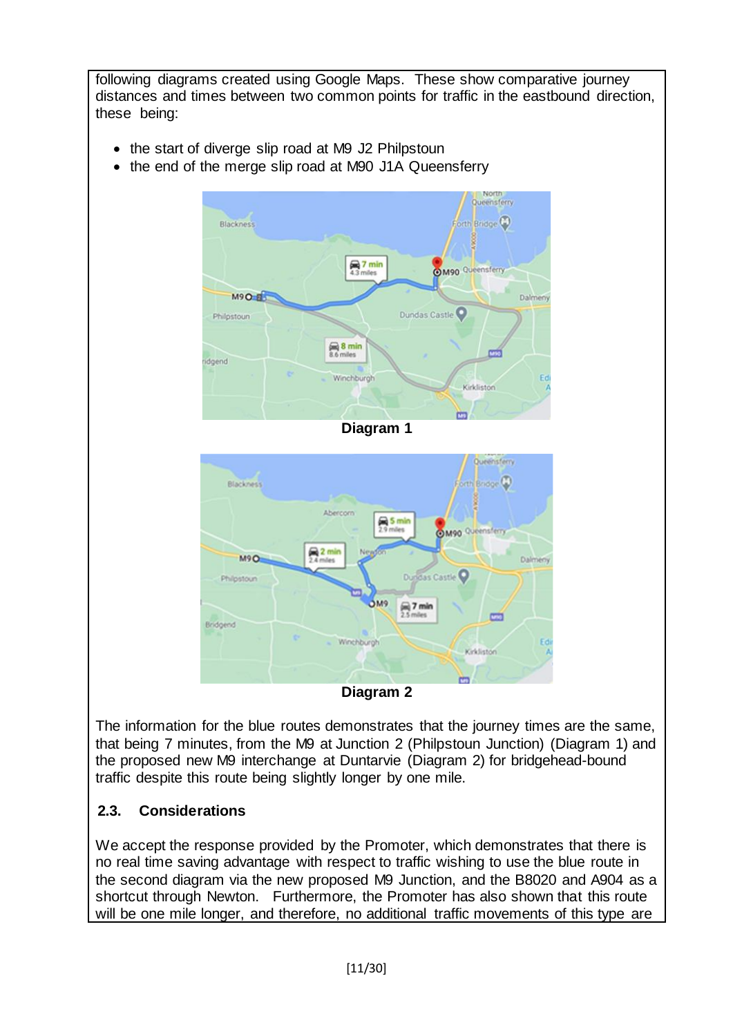following diagrams created using Google Maps. These show comparative journey distances and times between two common points for traffic in the eastbound direction, these being:

- the start of diverge slip road at M9 J2 Philpstoun
- the end of the merge slip road at M90 J1A Queensferry

**Diagram 1**

**Diagram 2**

The information for the blue routes demonstrates that the journey times are the same, that being 7 minutes, from the M9 at Junction 2 (Philpstoun Junction) (Diagram 1) and the proposed new M9 interchange at Duntarvie (Diagram 2) for bridgehead-bound traffic despite this route being slightly longer by one mile.

### 2.3. Considerations

We accept the response provided by the Promoter, which demonstrates that there is no real time saving advantage with respect to traffic wishing to use the blue route in the second diagram via the new proposed M9 Junction, and the B8020 and A904 as a shortcut through Newton. Furthermore, the Promoter has also shown that this route will be one mile longer, and therefore, no additional traffic movements of this type are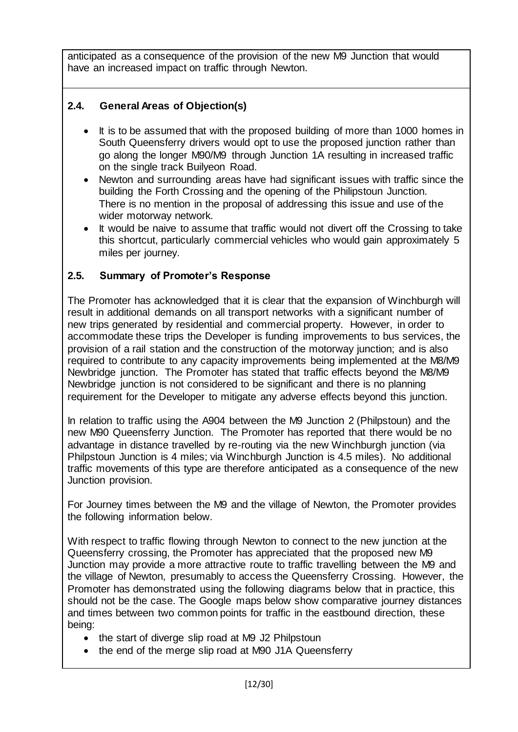anticipated as a consequence of the provision of the new M9 Junction that would have an increased impact on traffic through Newton.

### 2.4. General Areas of Objection(s)

- It is to be assumed that with the proposed building of more than 1000 homes in South Queensferry drivers would opt to use the proposed junction rather than go along the longer M90/M9 through Junction 1A resulting in increased traffic on the single track Builyeon Road.
- Newton and surrounding areas have had significant issues with traffic since the building the Forth Crossing and the opening of the Philipstoun Junction. There is no mention in the proposal of addressing this issue and use of the wider motorway network.
- It would be naive to assume that traffic would not divert off the Crossing to take this shortcut, particularly commercial vehicles who would gain approximately 5 miles per journey.

### 2.5. Summary of Promoter's Response

The Promoter has acknowledged that it is clear that the expansion of Winchburgh will result in additional demands on all transport networks with a significant number of new trips generated by residential and commercial property. However, in order to accommodate these trips the Developer is funding improvements to bus services, the provision of a rail station and the construction of the motorway junction; and is also required to contribute to any capacity improvements being implemented at the M8/M9 Newbridge junction. The Promoter has stated that traffic effects beyond the M8/M9 Newbridge junction is not considered to be significant and there is no planning requirement for the Developer to mitigate any adverse effects beyond this junction.

In relation to traffic using the A904 between the M9 Junction 2 (Philpstoun) and the new M90 Queensferry Junction. The Promoter has reported that there would be no advantage in distance travelled by re-routing via the new Winchburgh junction (via Philpstoun Junction is 4 miles; via Winchburgh Junction is 4.5 miles). No additional traffic movements of this type are therefore anticipated as a consequence of the new Junction provision.

For Journey times between the M9 and the village of Newton, the Promoter provides the following information below.

With respect to traffic flowing through Newton to connect to the new junction at the Queensferry crossing, the Promoter has appreciated that the proposed new M9 Junction may provide a more attractive route to traffic travelling between the M9 and the village of Newton, presumably to access the Queensferry Crossing. However, the Promoter has demonstrated using the following diagrams below that in practice, this should not be the case. The Google maps below show comparative journey distances and times between two common points for traffic in the eastbound direction, these being:

- the start of diverge slip road at M9 J2 Philpstoun
- the end of the merge slip road at M90 J1A Queensferry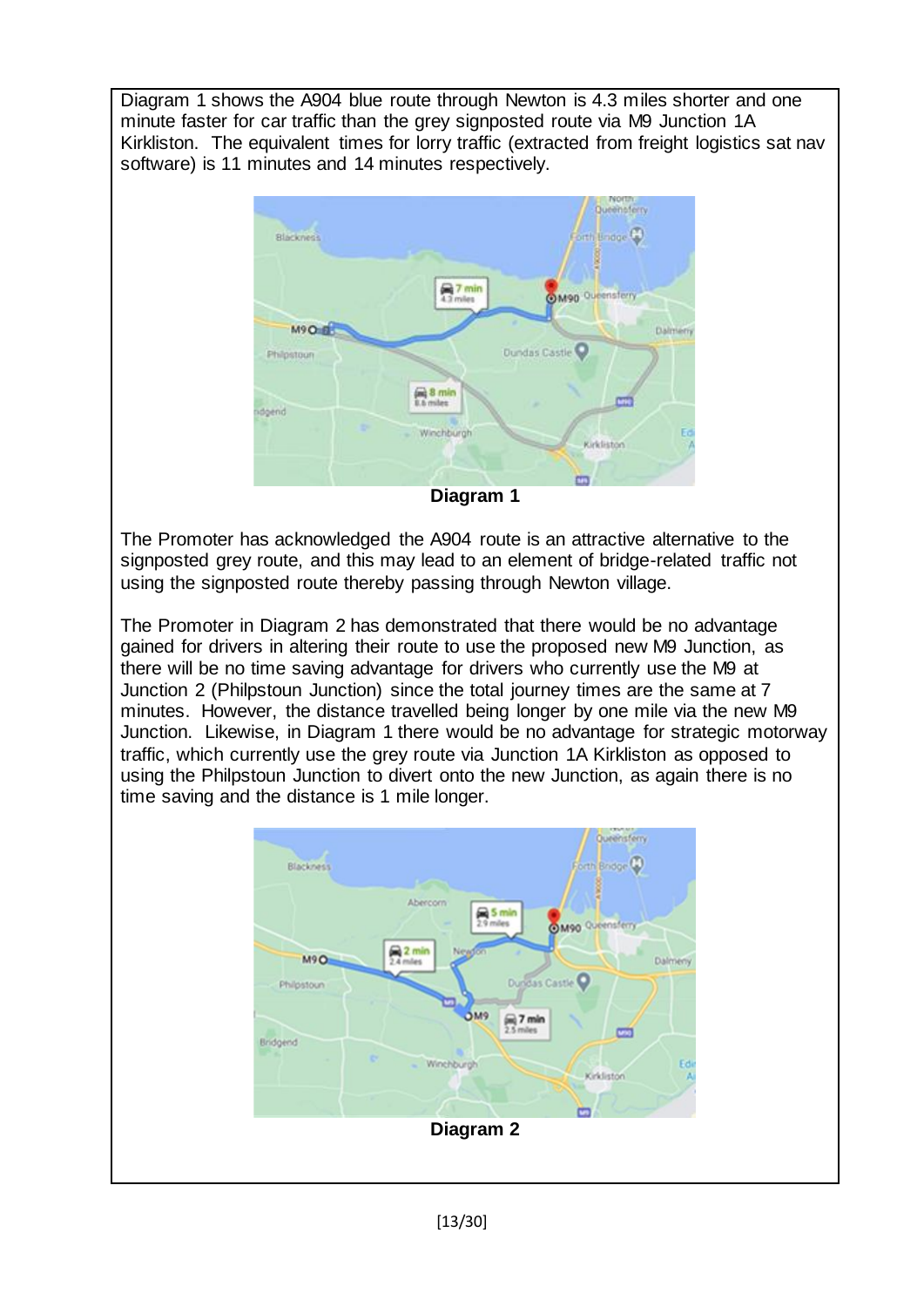Diagram 1 shows the A904 blue route through Newton is 4.3 miles shorter and one minute faster for car traffic than the grey signposted route via M9 Junction 1A Kirkliston. The equivalent times for lorry traffic (extracted from freight logistics sat nav software) is 11 minutes and 14 minutes respectively.

**Diagram 1**

The Promoter has acknowledged the A904 route is an attractive alternative to the signposted grey route, and this may lead to an element of bridge-related traffic not using the signposted route thereby passing through Newton village.

The Promoter in Diagram 2 has demonstrated that there would be no advantage gained for drivers in altering their route to use the proposed new M9 Junction, as there will be no time saving advantage for drivers who currently use the M9 at Junction 2 (Philpstoun Junction) since the total journey times are the same at 7 minutes. However, the distance travelled being longer by one mile via the new M9 Junction. Likewise, in Diagram 1 there would be no advantage for strategic motorway traffic, which currently use the grey route via Junction 1A Kirkliston as opposed to using the Philpstoun Junction to divert onto the new Junction, as again there is no time saving and the distance is 1 mile longer.

**Diagram 2**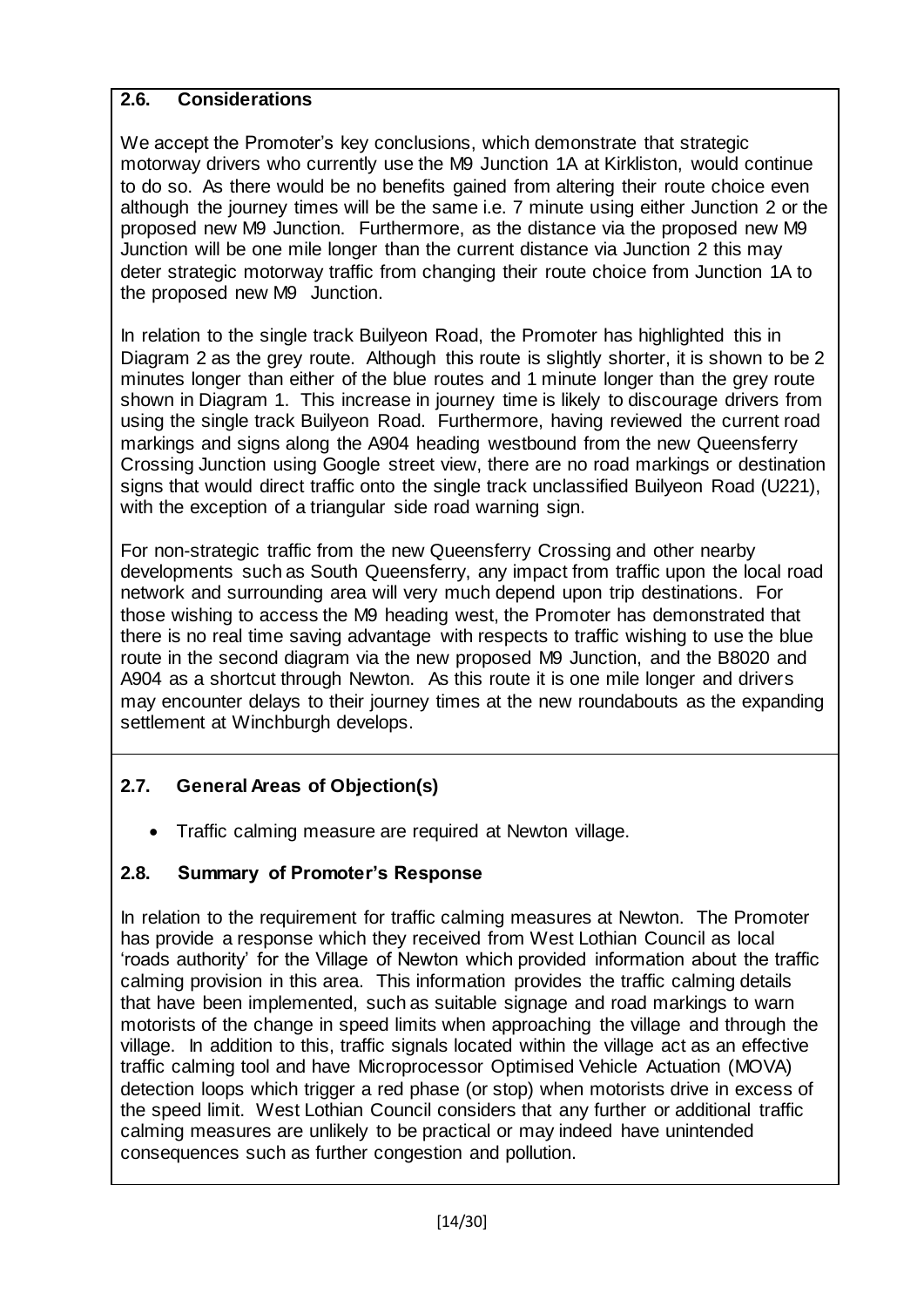## 2.6. Considerations

We accept the Promoter's key conclusions, which demonstrate that strategic motorway drivers who currently use the M9 Junction 1A at Kirkliston, would continue to do so. As there would be no benefits gained from altering their route choice even although the journey times will be the same i.e. 7 minute using either Junction 2 or the proposed new M9 Junction. Furthermore, as the distance via the proposed new M9 Junction will be one mile longer than the current distance via Junction 2 this may deter strategic motorway traffic from changing their route choice from Junction 1A to the proposed new M9 Junction.

In relation to the single track Builyeon Road, the Promoter has highlighted this in Diagram 2 as the grey route. Although this route is slightly shorter, it is shown to be 2 minutes longer than either of the blue routes and 1 minute longer than the grey route shown in Diagram 1. This increase in journey time is likely to discourage drivers from using the single track Builyeon Road. Furthermore, having reviewed the current road markings and signs along the A904 heading westbound from the new Queensferry Crossing Junction using Google street view, there are no road markings or destination signs that would direct traffic onto the single track unclassified Builyeon Road (U221), with the exception of a triangular side road warning sign.

For non-strategic traffic from the new Queensferry Crossing and other nearby developments such as South Queensferry, any impact from traffic upon the local road network and surrounding area will very much depend upon trip destinations. For those wishing to access the M9 heading west, the Promoter has demonstrated that there is no real time saving advantage with respects to traffic wishing to use the blue route in the second diagram via the new proposed M9 Junction, and the B8020 and A904 as a shortcut through Newton. As this route it is one mile longer and drivers may encounter delays to their journey times at the new roundabouts as the expanding settlement at Winchburgh develops.

## 2.7. General Areas of Objection(s)

- Traffic calming measure are required at Newton village.

## 2.8. Summary of Promoter's Response

In relation to the requirement for traffic calming measures at Newton. The Promoter has provide a response which they received from West Lothian Council as local 'roads authority' for the Village of Newton which provided information about the traffic calming provision in this area. This information provides the traffic calming details that have been implemented, such as suitable signage and road markings to warn motorists of the change in speed limits when approaching the village and through the village. In addition to this, traffic signals located within the village act as an effective traffic calming tool and have Microprocessor Optimised Vehicle Actuation (MOVA) detection loops which trigger a red phase (or stop) when motorists drive in excess of the speed limit. West Lothian Council considers that any further or additional traffic calming measures are unlikely to be practical or may indeed have unintended consequences such as further congestion and pollution.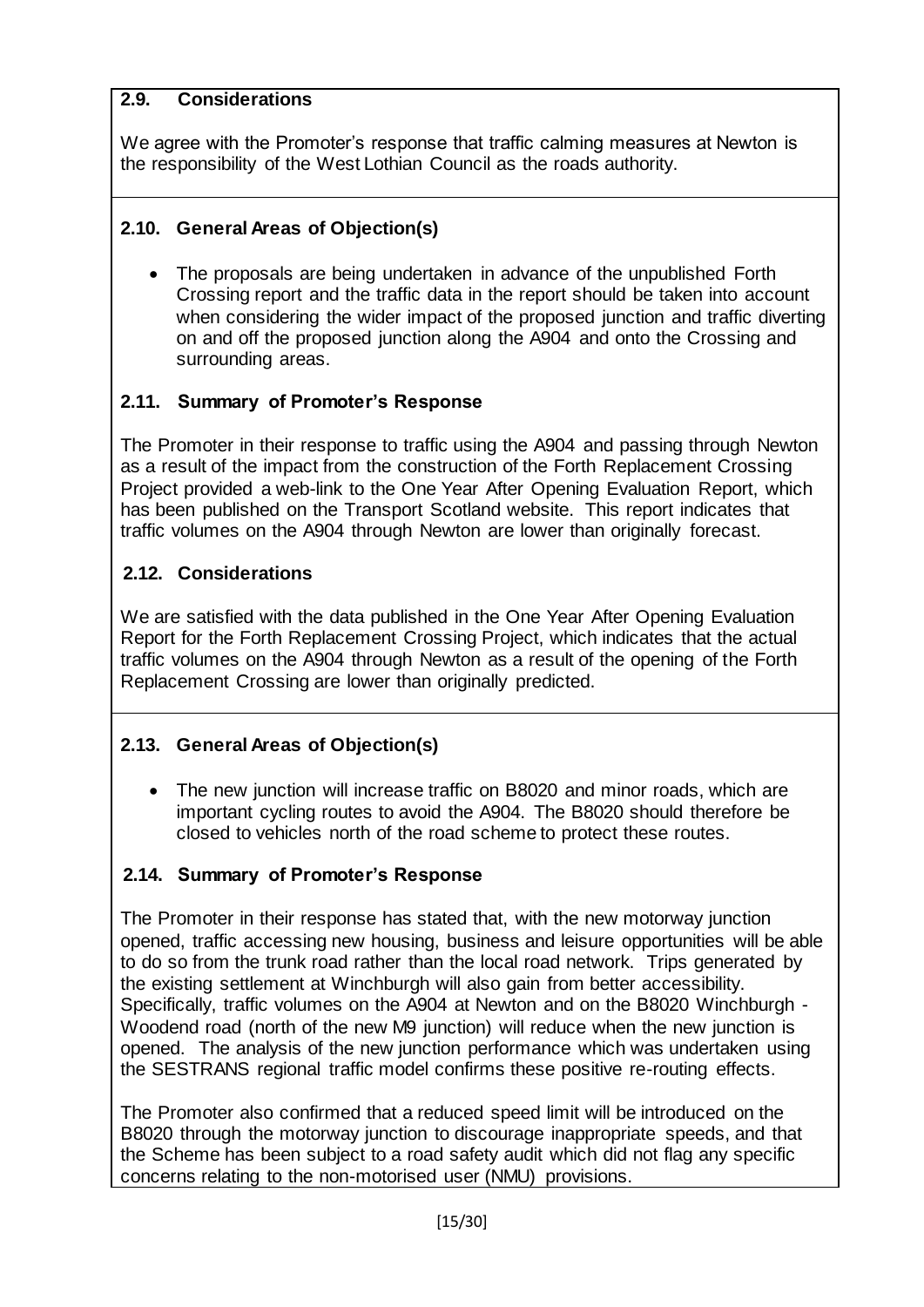### 2.9. Considerations

We agree with the Promoter's response that traffic calming measures at Newton is the responsibility of the West Lothian Council as the roads authority.

### 2.10. General Areas of Objection(s)

- The proposals are being undertaken in advance of the unpublished Forth Crossing report and the traffic data in the report should be taken into account when considering the wider impact of the proposed junction and traffic diverting on and off the proposed junction along the A904 and onto the Crossing and surrounding areas.

### 2.11. Summary of Promoter's Response

The Promoter in their response to traffic using the A904 and passing through Newton as a result of the impact from the construction of the Forth Replacement Crossing Project provided a web-link to the One Year After Opening Evaluation Report, which has been published on the Transport Scotland website. This report indicates that traffic volumes on the A904 through Newton are lower than originally forecast.

### 2.12. Considerations

We are satisfied with the data published in the One Year After Opening Evaluation Report for the Forth Replacement Crossing Project, which indicates that the actual traffic volumes on the A904 through Newton as a result of the opening of the Forth Replacement Crossing are lower than originally predicted.

### 2.13. General Areas of Objection(s)

- The new junction will increase traffic on B8020 and minor roads, which are important cycling routes to avoid the A904. The B8020 should therefore be closed to vehicles north of the road scheme to protect these routes.

### 2.14. Summary of Promoter's Response

The Promoter in their response has stated that, with the new motorway junction opened, traffic accessing new housing, business and leisure opportunities will be able to do so from the trunk road rather than the local road network. Trips generated by the existing settlement at Winchburgh will also gain from better accessibility. Specifically, traffic volumes on the A904 at Newton and on the B8020 Winchburgh - Woodend road (north of the new M9 junction) will reduce when the new junction is opened. The analysis of the new junction performance which was undertaken using the SESTRANS regional traffic model confirms these positive re-routing effects.

The Promoter also confirmed that a reduced speed limit will be introduced on the B8020 through the motorway junction to discourage inappropriate speeds, and that the Scheme has been subject to a road safety audit which did not flag any specific concerns relating to the non-motorised user (NMU) provisions.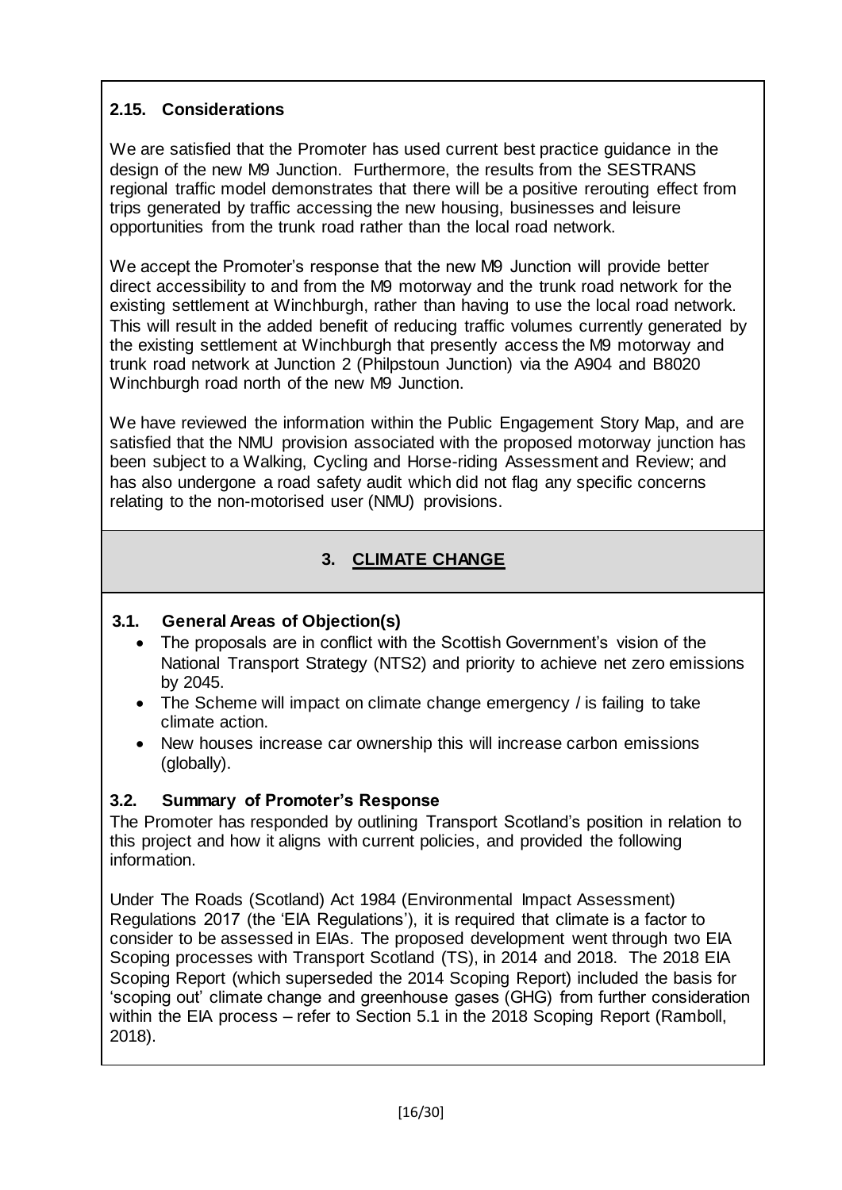### 2.15. Considerations

We are satisfied that the Promoter has used current best practice guidance in the design of the new M9 Junction. Furthermore, the results from the SESTRANS regional traffic model demonstrates that there will be a positive rerouting effect from trips generated by traffic accessing the new housing, businesses and leisure opportunities from the trunk road rather than the local road network.

We accept the Promoter's response that the new M9 Junction will provide better direct accessibility to and from the M9 motorway and the trunk road network for the existing settlement at Winchburgh, rather than having to use the local road network. This will result in the added benefit of reducing traffic volumes currently generated by the existing settlement at Winchburgh that presently access the M9 motorway and trunk road network at Junction 2 (Philpstoun Junction) via the A904 and B8020 Winchburgh road north of the new M9 Junction.

We have reviewed the information within the Public Engagement Story Map, and are satisfied that the NMU provision associated with the proposed motorway junction has been subject to a Walking, Cycling and Horse-riding Assessment and Review; and has also undergone a road safety audit which did not flag any specific concerns relating to the non-motorised user (NMU) provisions.

## 3. CLIMATE CHANGE

### 3.1. General Areas of Objection(s)

- The proposals are in conflict with the Scottish Government's vision of the National Transport Strategy (NTS2) and priority to achieve net zero emissions by 2045.
- The Scheme will impact on climate change emergency / is failing to take climate action.
- New houses increase car ownership this will increase carbon emissions (globally).

### 3.2. Summary of Promoter's Response

The Promoter has responded by outlining Transport Scotland's position in relation to this project and how it aligns with current policies, and provided the following information.

Under The Roads (Scotland) Act 1984 (Environmental Impact Assessment) Regulations 2017 (the 'EIA Regulations'), it is required that climate is a factor to consider to be assessed in EIAs. The proposed development went through two EIA Scoping processes with Transport Scotland (TS), in 2014 and 2018. The 2018 EIA Scoping Report (which superseded the 2014 Scoping Report) included the basis for 'scoping out' climate change and greenhouse gases (GHG) from further consideration within the EIA process – refer to Section 5.1 in the 2018 Scoping Report (Ramboll, 2018).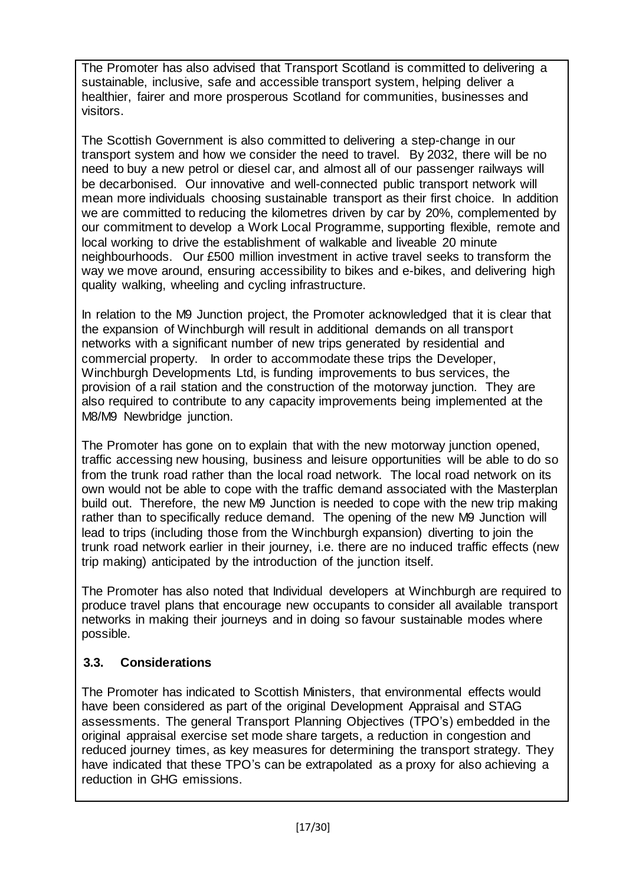The Promoter has also advised that Transport Scotland is committed to delivering a sustainable, inclusive, safe and accessible transport system, helping deliver a healthier, fairer and more prosperous Scotland for communities, businesses and visitors.

The Scottish Government is also committed to delivering a step-change in our transport system and how we consider the need to travel. By 2032, there will be no need to buy a new petrol or diesel car, and almost all of our passenger railways will be decarbonised. Our innovative and well-connected public transport network will mean more individuals choosing sustainable transport as their first choice. In addition we are committed to reducing the kilometres driven by car by 20%, complemented by our commitment to develop a Work Local Programme, supporting flexible, remote and local working to drive the establishment of walkable and liveable 20 minute neighbourhoods. Our £500 million investment in active travel seeks to transform the way we move around, ensuring accessibility to bikes and e-bikes, and delivering high quality walking, wheeling and cycling infrastructure.

In relation to the M9 Junction project, the Promoter acknowledged that it is clear that the expansion of Winchburgh will result in additional demands on all transport networks with a significant number of new trips generated by residential and commercial property. In order to accommodate these trips the Developer, Winchburgh Developments Ltd, is funding improvements to bus services, the provision of a rail station and the construction of the motorway junction. They are also required to contribute to any capacity improvements being implemented at the M8/M9 Newbridge junction.

The Promoter has gone on to explain that with the new motorway junction opened, traffic accessing new housing, business and leisure opportunities will be able to do so from the trunk road rather than the local road network. The local road network on its own would not be able to cope with the traffic demand associated with the Masterplan build out. Therefore, the new M9 Junction is needed to cope with the new trip making rather than to specifically reduce demand. The opening of the new M9 Junction will lead to trips (including those from the Winchburgh expansion) diverting to join the trunk road network earlier in their journey, i.e. there are no induced traffic effects (new trip making) anticipated by the introduction of the junction itself.

The Promoter has also noted that Individual developers at Winchburgh are required to produce travel plans that encourage new occupants to consider all available transport networks in making their journeys and in doing so favour sustainable modes where possible.

### 3.3. Considerations

The Promoter has indicated to Scottish Ministers, that environmental effects would have been considered as part of the original Development Appraisal and STAG assessments. The general Transport Planning Objectives (TPO's) embedded in the original appraisal exercise set mode share targets, a reduction in congestion and reduced journey times, as key measures for determining the transport strategy. They have indicated that these TPO's can be extrapolated as a proxy for also achieving a reduction in GHG emissions.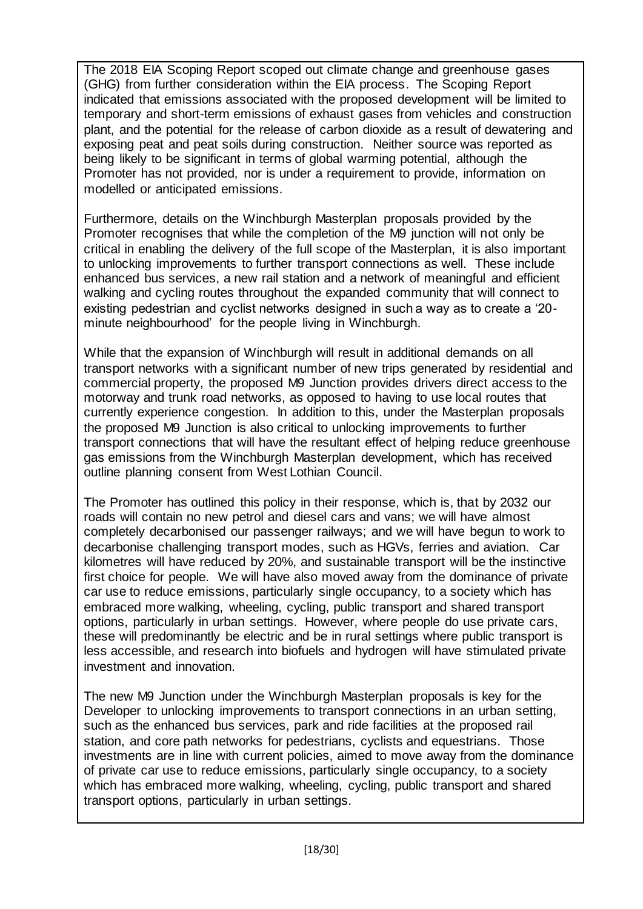The 2018 EIA Scoping Report scoped out climate change and greenhouse gases (GHG) from further consideration within the EIA process. The Scoping Report indicated that emissions associated with the proposed development will be limited to temporary and short-term emissions of exhaust gases from vehicles and construction plant, and the potential for the release of carbon dioxide as a result of dewatering and exposing peat and peat soils during construction. Neither source was reported as being likely to be significant in terms of global warming potential, although the Promoter has not provided, nor is under a requirement to provide, information on modelled or anticipated emissions.

Furthermore, details on the Winchburgh Masterplan proposals provided by the Promoter recognises that while the completion of the M9 junction will not only be critical in enabling the delivery of the full scope of the Masterplan, it is also important to unlocking improvements to further transport connections as well. These include enhanced bus services, a new rail station and a network of meaningful and efficient walking and cycling routes throughout the expanded community that will connect to existing pedestrian and cyclist networks designed in such a way as to create a '20-minute neighbourhood' for the people living in Winchburgh.

While that the expansion of Winchburgh will result in additional demands on all transport networks with a significant number of new trips generated by residential and commercial property, the proposed M9 Junction provides drivers direct access to the motorway and trunk road networks, as opposed to having to use local routes that currently experience congestion. In addition to this, under the Masterplan proposals the proposed M9 Junction is also critical to unlocking improvements to further transport connections that will have the resultant effect of helping reduce greenhouse gas emissions from the Winchburgh Masterplan development, which has received outline planning consent from West Lothian Council.

The Promoter has outlined this policy in their response, which is, that by 2032 our roads will contain no new petrol and diesel cars and vans; we will have almost completely decarbonised our passenger railways; and we will have begun to work to decarbonise challenging transport modes, such as HGVs, ferries and aviation. Car kilometres will have reduced by 20%, and sustainable transport will be the instinctive first choice for people. We will have also moved away from the dominance of private car use to reduce emissions, particularly single occupancy, to a society which has embraced more walking, wheeling, cycling, public transport and shared transport options, particularly in urban settings. However, where people do use private cars, these will predominantly be electric and be in rural settings where public transport is less accessible, and research into biofuels and hydrogen will have stimulated private investment and innovation.

The new M9 Junction under the Winchburgh Masterplan proposals is key for the Developer to unlocking improvements to transport connections in an urban setting, such as the enhanced bus services, park and ride facilities at the proposed rail station, and core path networks for pedestrians, cyclists and equestrians. Those investments are in line with current policies, aimed to move away from the dominance of private car use to reduce emissions, particularly single occupancy, to a society which has embraced more walking, wheeling, cycling, public transport and shared transport options, particularly in urban settings.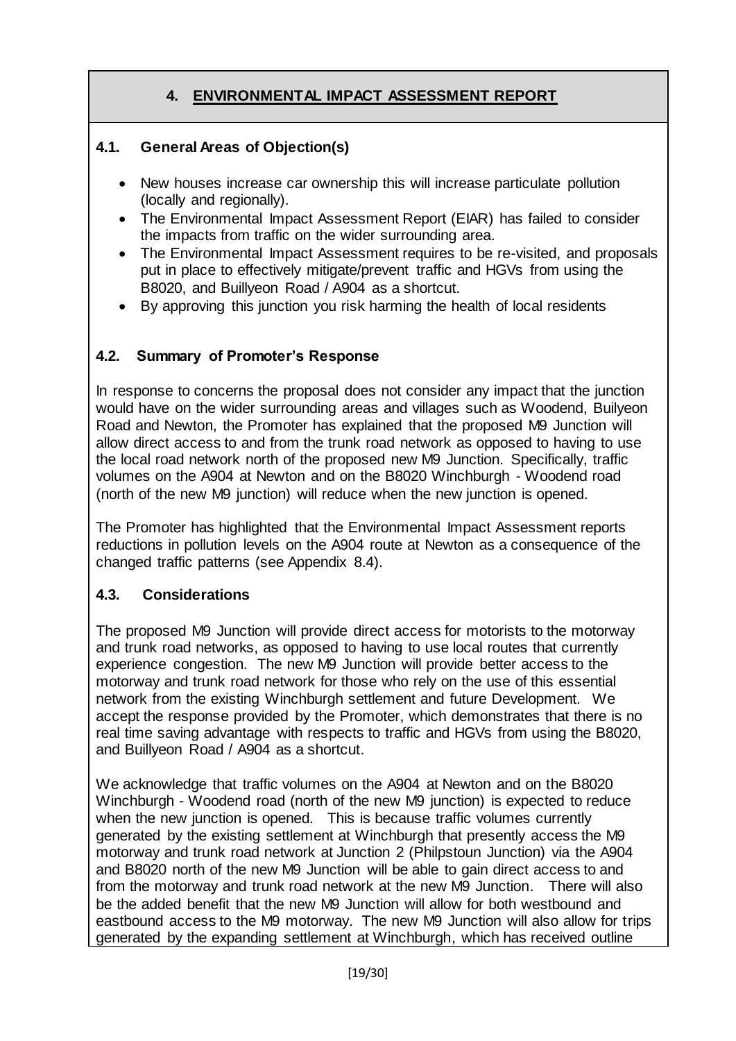# 4. ENVIRONMENTAL IMPACT ASSESSMENT REPORT

## 4.1. General Areas of Objection(s)

- New houses increase car ownership this will increase particulate pollution (locally and regionally).
- The Environmental Impact Assessment Report (EIAR) has failed to consider the impacts from traffic on the wider surrounding area.
- The Environmental Impact Assessment requires to be re-visited, and proposals put in place to effectively mitigate/prevent traffic and HGVs from using the B8020, and Buillyeon Road / A904 as a shortcut.
- By approving this junction you risk harming the health of local residents

## 4.2. Summary of Promoter's Response

In response to concerns the proposal does not consider any impact that the junction would have on the wider surrounding areas and villages such as Woodend, Builyeon Road and Newton, the Promoter has explained that the proposed M9 Junction will allow direct access to and from the trunk road network as opposed to having to use the local road network north of the proposed new M9 Junction. Specifically, traffic volumes on the A904 at Newton and on the B8020 Winchburgh - Woodend road (north of the new M9 junction) will reduce when the new junction is opened.

The Promoter has highlighted that the Environmental Impact Assessment reports reductions in pollution levels on the A904 route at Newton as a consequence of the changed traffic patterns (see Appendix 8.4).

## 4.3. Considerations

The proposed M9 Junction will provide direct access for motorists to the motorway and trunk road networks, as opposed to having to use local routes that currently experience congestion. The new M9 Junction will provide better access to the motorway and trunk road network for those who rely on the use of this essential network from the existing Winchburgh settlement and future Development. We accept the response provided by the Promoter, which demonstrates that there is no real time saving advantage with respects to traffic and HGVs from using the B8020, and Buillyeon Road / A904 as a shortcut.

We acknowledge that traffic volumes on the A904 at Newton and on the B8020 Winchburgh - Woodend road (north of the new M9 junction) is expected to reduce when the new junction is opened. This is because traffic volumes currently generated by the existing settlement at Winchburgh that presently access the M9 motorway and trunk road network at Junction 2 (Philpstoun Junction) via the A904 and B8020 north of the new M9 Junction will be able to gain direct access to and from the motorway and trunk road network at the new M9 Junction. There will also be the added benefit that the new M9 Junction will allow for both westbound and eastbound access to the M9 motorway. The new M9 Junction will also allow for trips generated by the expanding settlement at Winchburgh, which has received outline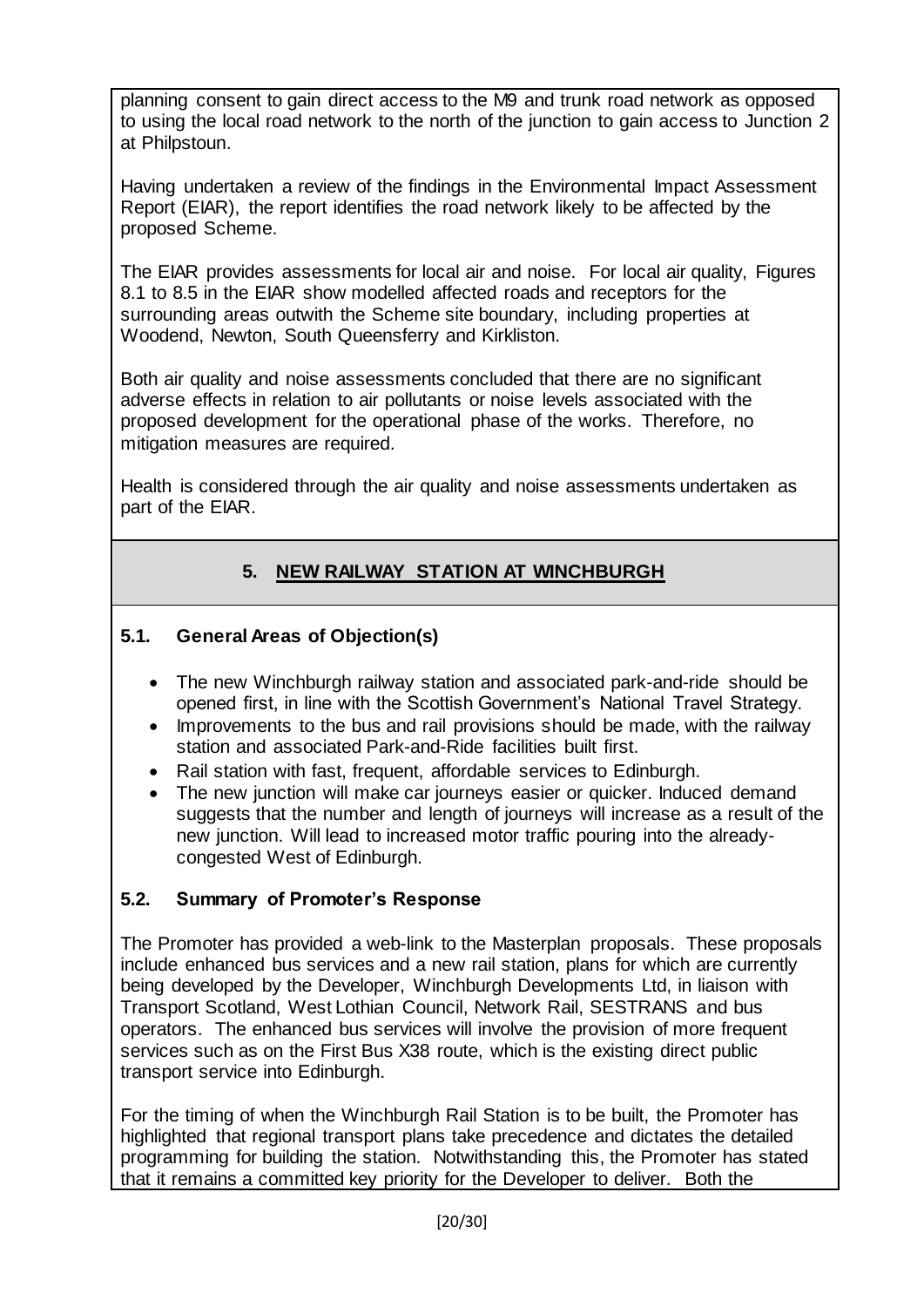planning consent to gain direct access to the M9 and trunk road network as opposed to using the local road network to the north of the junction to gain access to Junction 2 at Philpstoun.

Having undertaken a review of the findings in the Environmental Impact Assessment Report (EIAR), the report identifies the road network likely to be affected by the proposed Scheme.

The EIAR provides assessments for local air and noise. For local air quality, Figures 8.1 to 8.5 in the EIAR show modelled affected roads and receptors for the surrounding areas outwith the Scheme site boundary, including properties at Woodend, Newton, South Queensferry and Kirkliston.

Both air quality and noise assessments concluded that there are no significant adverse effects in relation to air pollutants or noise levels associated with the proposed development for the operational phase of the works. Therefore, no mitigation measures are required.

Health is considered through the air quality and noise assessments undertaken as part of the EIAR.

## 5. NEW RAILWAY STATION AT WINCHBURGH

### 5.1. General Areas of Objection(s)

- The new Winchburgh railway station and associated park-and-ride should be opened first, in line with the Scottish Government's National Travel Strategy.
- Improvements to the bus and rail provisions should be made, with the railway station and associated Park-and-Ride facilities built first.
- Rail station with fast, frequent, affordable services to Edinburgh.
- The new junction will make car journeys easier or quicker. Induced demand suggests that the number and length of journeys will increase as a result of the new junction. Will lead to increased motor traffic pouring into the already-congested West of Edinburgh.

### 5.2. Summary of Promoter's Response

The Promoter has provided a web-link to the Masterplan proposals. These proposals include enhanced bus services and a new rail station, plans for which are currently being developed by the Developer, Winchburgh Developments Ltd, in liaison with Transport Scotland, West Lothian Council, Network Rail, SESTRANS and bus operators. The enhanced bus services will involve the provision of more frequent services such as on the First Bus X38 route, which is the existing direct public transport service into Edinburgh.

For the timing of when the Winchburgh Rail Station is to be built, the Promoter has highlighted that regional transport plans take precedence and dictates the detailed programming for building the station. Notwithstanding this, the Promoter has stated that it remains a committed key priority for the Developer to deliver. Both the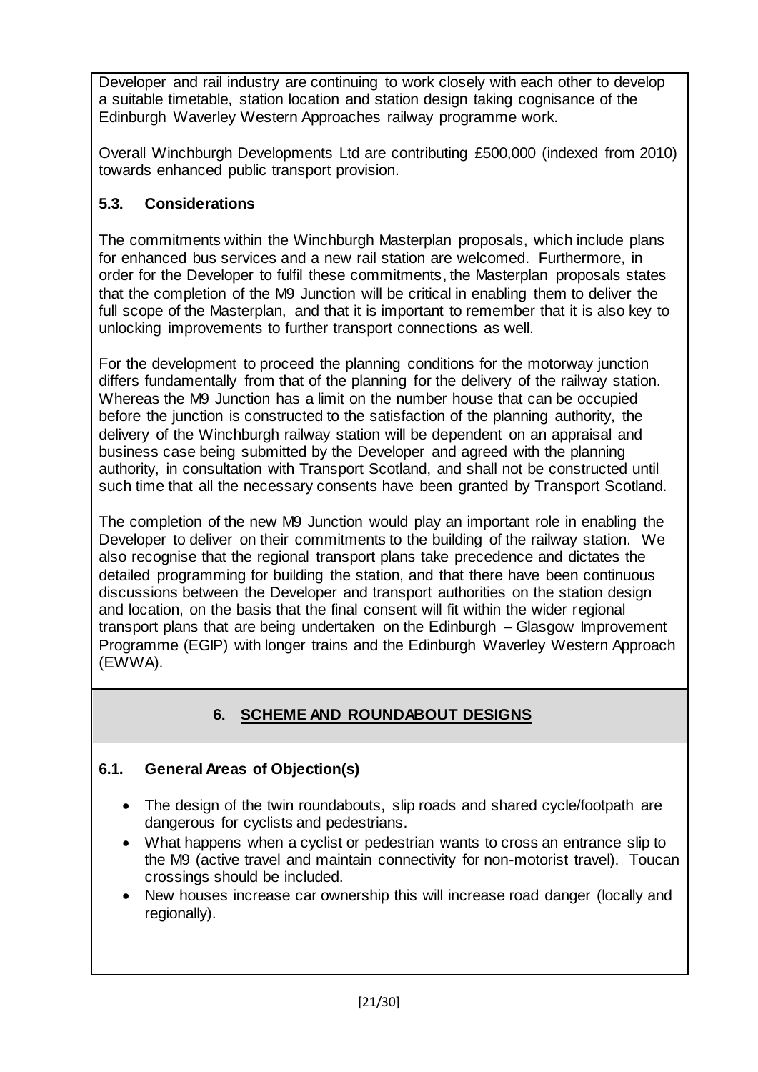Developer and rail industry are continuing to work closely with each other to develop a suitable timetable, station location and station design taking cognisance of the Edinburgh Waverley Western Approaches railway programme work.

Overall Winchburgh Developments Ltd are contributing £500,000 (indexed from 2010) towards enhanced public transport provision.

### 5.3. Considerations

The commitments within the Winchburgh Masterplan proposals, which include plans for enhanced bus services and a new rail station are welcomed. Furthermore, in order for the Developer to fulfil these commitments, the Masterplan proposals states that the completion of the M9 Junction will be critical in enabling them to deliver the full scope of the Masterplan, and that it is important to remember that it is also key to unlocking improvements to further transport connections as well.

For the development to proceed the planning conditions for the motorway junction differs fundamentally from that of the planning for the delivery of the railway station. Whereas the M9 Junction has a limit on the number house that can be occupied before the junction is constructed to the satisfaction of the planning authority, the delivery of the Winchburgh railway station will be dependent on an appraisal and business case being submitted by the Developer and agreed with the planning authority, in consultation with Transport Scotland, and shall not be constructed until such time that all the necessary consents have been granted by Transport Scotland.

The completion of the new M9 Junction would play an important role in enabling the Developer to deliver on their commitments to the building of the railway station. We also recognise that the regional transport plans take precedence and dictates the detailed programming for building the station, and that there have been continuous discussions between the Developer and transport authorities on the station design and location, on the basis that the final consent will fit within the wider regional transport plans that are being undertaken on the Edinburgh – Glasgow Improvement Programme (EGIP) with longer trains and the Edinburgh Waverley Western Approach (EWWA).

## 6. SCHEME AND ROUNDABOUT DESIGNS

### 6.1. General Areas of Objection(s)

- The design of the twin roundabouts, slip roads and shared cycle/footpath are dangerous for cyclists and pedestrians.
- What happens when a cyclist or pedestrian wants to cross an entrance slip to the M9 (active travel and maintain connectivity for non-motorist travel). Toucan crossings should be included.
- New houses increase car ownership this will increase road danger (locally and regionally).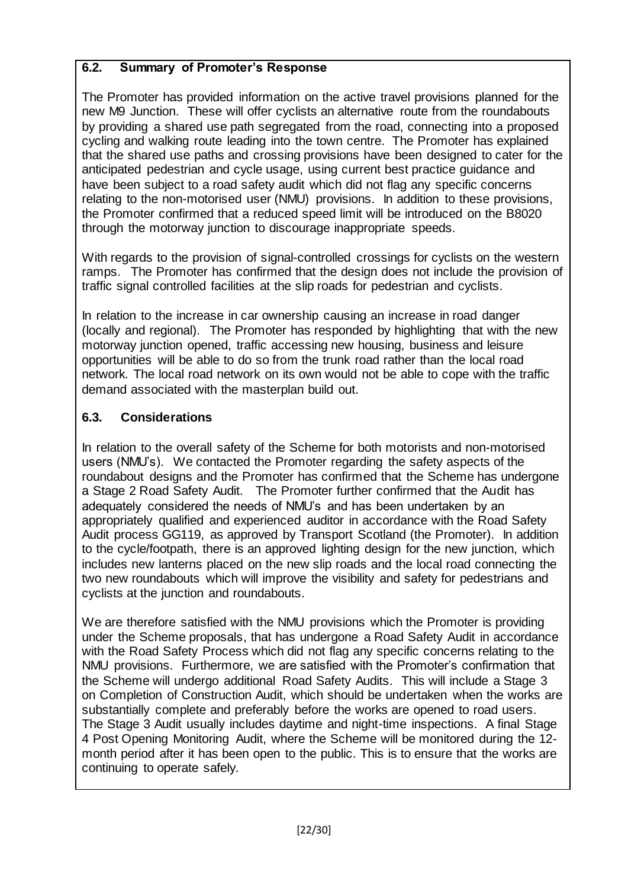### 6.2. Summary of Promoter's Response

The Promoter has provided information on the active travel provisions planned for the new M9 Junction. These will offer cyclists an alternative route from the roundabouts by providing a shared use path segregated from the road, connecting into a proposed cycling and walking route leading into the town centre. The Promoter has explained that the shared use paths and crossing provisions have been designed to cater for the anticipated pedestrian and cycle usage, using current best practice guidance and have been subject to a road safety audit which did not flag any specific concerns relating to the non-motorised user (NMU) provisions. In addition to these provisions, the Promoter confirmed that a reduced speed limit will be introduced on the B8020 through the motorway junction to discourage inappropriate speeds.

With regards to the provision of signal-controlled crossings for cyclists on the western ramps. The Promoter has confirmed that the design does not include the provision of traffic signal controlled facilities at the slip roads for pedestrian and cyclists.

In relation to the increase in car ownership causing an increase in road danger (locally and regional). The Promoter has responded by highlighting that with the new motorway junction opened, traffic accessing new housing, business and leisure opportunities will be able to do so from the trunk road rather than the local road network. The local road network on its own would not be able to cope with the traffic demand associated with the masterplan build out.

### 6.3. Considerations

In relation to the overall safety of the Scheme for both motorists and non-motorised users (NMU's). We contacted the Promoter regarding the safety aspects of the roundabout designs and the Promoter has confirmed that the Scheme has undergone a Stage 2 Road Safety Audit. The Promoter further confirmed that the Audit has adequately considered the needs of NMU's and has been undertaken by an appropriately qualified and experienced auditor in accordance with the Road Safety Audit process GG119, as approved by Transport Scotland (the Promoter). In addition to the cycle/footpath, there is an approved lighting design for the new junction, which includes new lanterns placed on the new slip roads and the local road connecting the two new roundabouts which will improve the visibility and safety for pedestrians and cyclists at the junction and roundabouts.

We are therefore satisfied with the NMU provisions which the Promoter is providing under the Scheme proposals, that has undergone a Road Safety Audit in accordance with the Road Safety Process which did not flag any specific concerns relating to the NMU provisions. Furthermore, we are satisfied with the Promoter's confirmation that the Scheme will undergo additional Road Safety Audits. This will include a Stage 3 on Completion of Construction Audit, which should be undertaken when the works are substantially complete and preferably before the works are opened to road users. The Stage 3 Audit usually includes daytime and night-time inspections. A final Stage 4 Post Opening Monitoring Audit, where the Scheme will be monitored during the 12-month period after it has been open to the public. This is to ensure that the works are continuing to operate safely.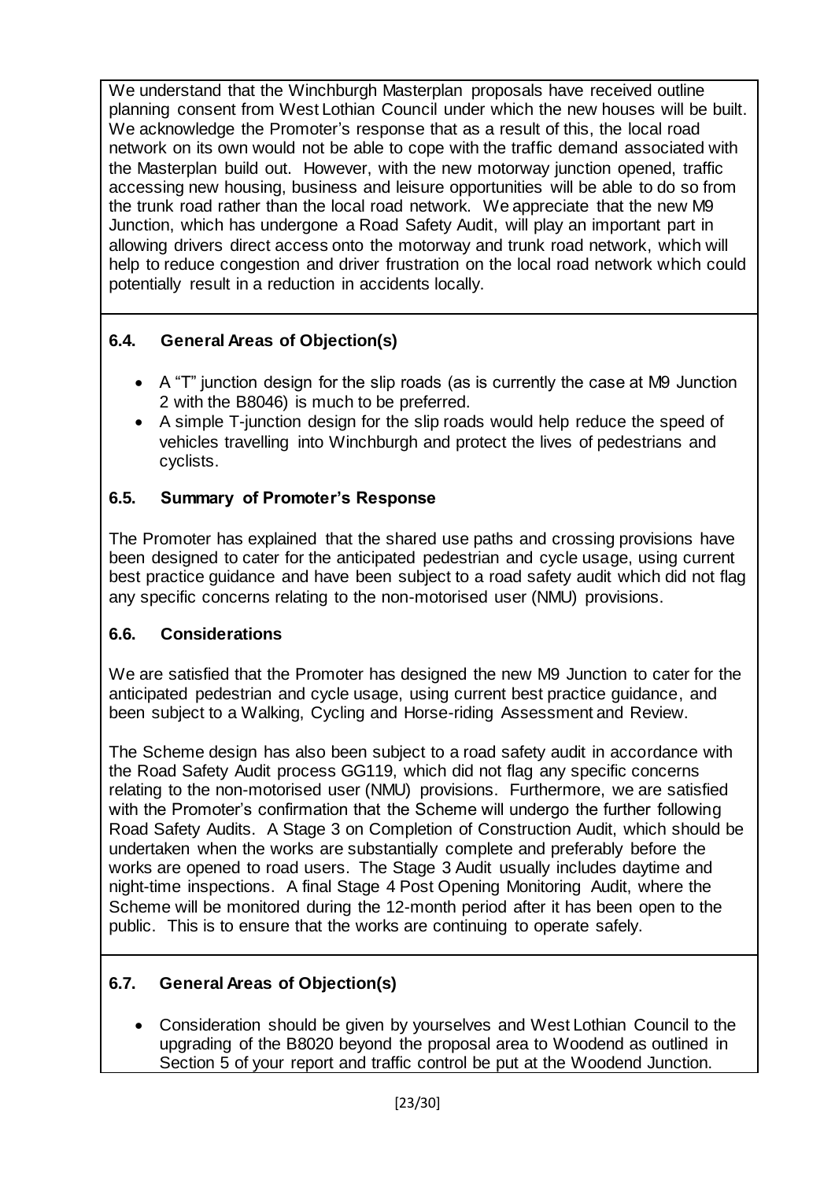We understand that the Winchburgh Masterplan proposals have received outline planning consent from West Lothian Council under which the new houses will be built. We acknowledge the Promoter's response that as a result of this, the local road network on its own would not be able to cope with the traffic demand associated with the Masterplan build out. However, with the new motorway junction opened, traffic accessing new housing, business and leisure opportunities will be able to do so from the trunk road rather than the local road network. We appreciate that the new M9 Junction, which has undergone a Road Safety Audit, will play an important part in allowing drivers direct access onto the motorway and trunk road network, which will help to reduce congestion and driver frustration on the local road network which could potentially result in a reduction in accidents locally.

### 6.4. General Areas of Objection(s)

- A "T" junction design for the slip roads (as is currently the case at M9 Junction 2 with the B8046) is much to be preferred.
- A simple T-junction design for the slip roads would help reduce the speed of vehicles travelling into Winchburgh and protect the lives of pedestrians and cyclists.

### 6.5. Summary of Promoter's Response

The Promoter has explained that the shared use paths and crossing provisions have been designed to cater for the anticipated pedestrian and cycle usage, using current best practice guidance and have been subject to a road safety audit which did not flag any specific concerns relating to the non-motorised user (NMU) provisions.

### 6.6. Considerations

We are satisfied that the Promoter has designed the new M9 Junction to cater for the anticipated pedestrian and cycle usage, using current best practice guidance, and been subject to a Walking, Cycling and Horse-riding Assessment and Review.

The Scheme design has also been subject to a road safety audit in accordance with the Road Safety Audit process GG119, which did not flag any specific concerns relating to the non-motorised user (NMU) provisions. Furthermore, we are satisfied with the Promoter's confirmation that the Scheme will undergo the further following Road Safety Audits. A Stage 3 on Completion of Construction Audit, which should be undertaken when the works are substantially complete and preferably before the works are opened to road users. The Stage 3 Audit usually includes daytime and night-time inspections. A final Stage 4 Post Opening Monitoring Audit, where the Scheme will be monitored during the 12-month period after it has been open to the public. This is to ensure that the works are continuing to operate safely.

### 6.7. General Areas of Objection(s)

- Consideration should be given by yourselves and West Lothian Council to the upgrading of the B8020 beyond the proposal area to Woodend as outlined in Section 5 of your report and traffic control be put at the Woodend Junction.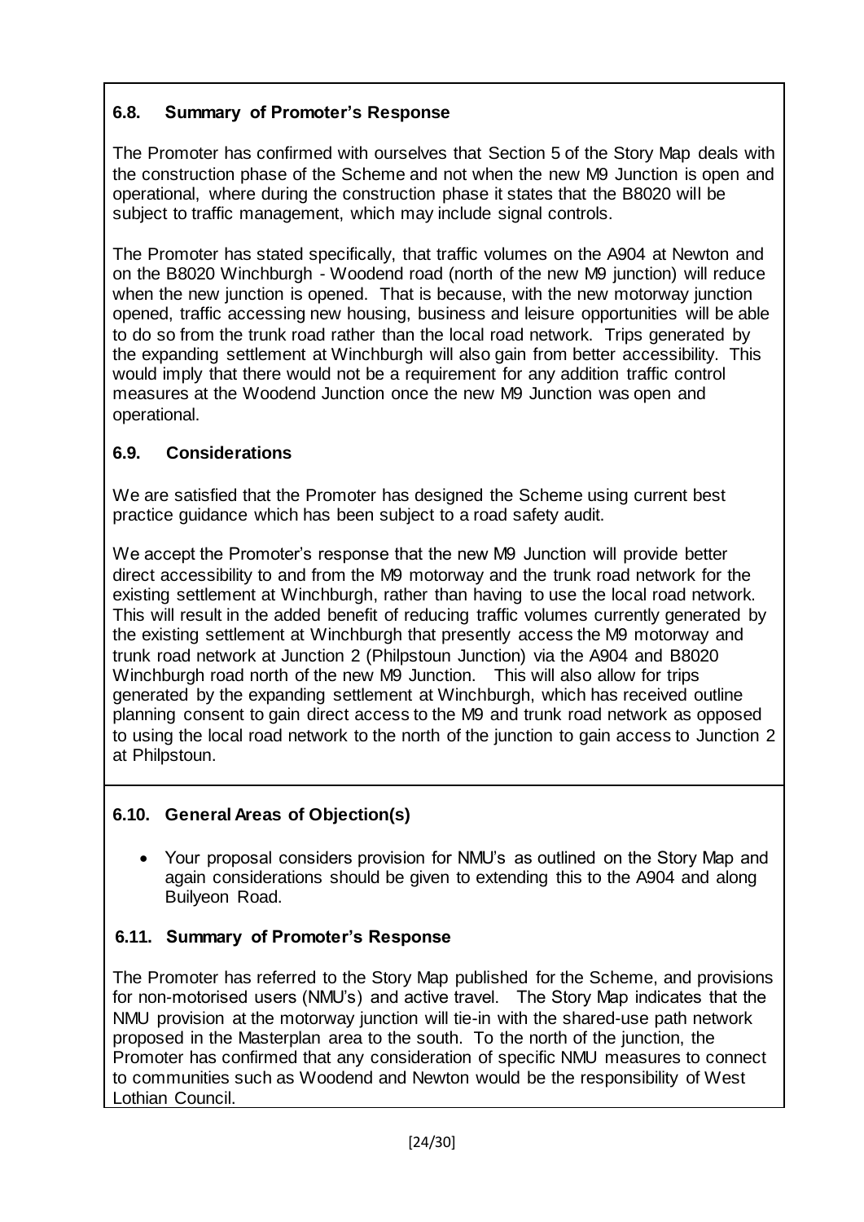### 6.8. Summary of Promoter's Response

The Promoter has confirmed with ourselves that Section 5 of the Story Map deals with the construction phase of the Scheme and not when the new M9 Junction is open and operational, where during the construction phase it states that the B8020 will be subject to traffic management, which may include signal controls.

The Promoter has stated specifically, that traffic volumes on the A904 at Newton and on the B8020 Winchburgh - Woodend road (north of the new M9 junction) will reduce when the new junction is opened. That is because, with the new motorway junction opened, traffic accessing new housing, business and leisure opportunities will be able to do so from the trunk road rather than the local road network. Trips generated by the expanding settlement at Winchburgh will also gain from better accessibility. This would imply that there would not be a requirement for any addition traffic control measures at the Woodend Junction once the new M9 Junction was open and operational.

### 6.9. Considerations

We are satisfied that the Promoter has designed the Scheme using current best practice guidance which has been subject to a road safety audit.

We accept the Promoter's response that the new M9 Junction will provide better direct accessibility to and from the M9 motorway and the trunk road network for the existing settlement at Winchburgh, rather than having to use the local road network. This will result in the added benefit of reducing traffic volumes currently generated by the existing settlement at Winchburgh that presently access the M9 motorway and trunk road network at Junction 2 (Philpstoun Junction) via the A904 and B8020 Winchburgh road north of the new M9 Junction. This will also allow for trips generated by the expanding settlement at Winchburgh, which has received outline planning consent to gain direct access to the M9 and trunk road network as opposed to using the local road network to the north of the junction to gain access to Junction 2 at Philpstoun.

### 6.10. General Areas of Objection(s)

- Your proposal considers provision for NMU's as outlined on the Story Map and again considerations should be given to extending this to the A904 and along Builyeon Road.

### 6.11. Summary of Promoter's Response

The Promoter has referred to the Story Map published for the Scheme, and provisions for non-motorised users (NMU's) and active travel. The Story Map indicates that the NMU provision at the motorway junction will tie-in with the shared-use path network proposed in the Masterplan area to the south. To the north of the junction, the Promoter has confirmed that any consideration of specific NMU measures to connect to communities such as Woodend and Newton would be the responsibility of West Lothian Council.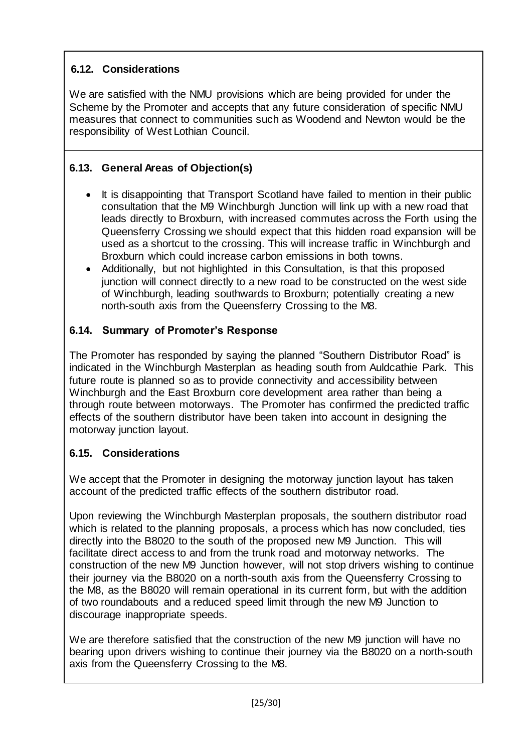### 6.12. Considerations

We are satisfied with the NMU provisions which are being provided for under the Scheme by the Promoter and accepts that any future consideration of specific NMU measures that connect to communities such as Woodend and Newton would be the responsibility of West Lothian Council.

### 6.13. General Areas of Objection(s)

- It is disappointing that Transport Scotland have failed to mention in their public consultation that the M9 Winchburgh Junction will link up with a new road that leads directly to Broxburn, with increased commutes across the Forth using the Queensferry Crossing we should expect that this hidden road expansion will be used as a shortcut to the crossing. This will increase traffic in Winchburgh and Broxburn which could increase carbon emissions in both towns.
- Additionally, but not highlighted in this Consultation, is that this proposed junction will connect directly to a new road to be constructed on the west side of Winchburgh, leading southwards to Broxburn; potentially creating a new north-south axis from the Queensferry Crossing to the M8.

### 6.14. Summary of Promoter's Response

The Promoter has responded by saying the planned "Southern Distributor Road" is indicated in the Winchburgh Masterplan as heading south from Auldcathie Park. This future route is planned so as to provide connectivity and accessibility between Winchburgh and the East Broxburn core development area rather than being a through route between motorways. The Promoter has confirmed the predicted traffic effects of the southern distributor have been taken into account in designing the motorway junction layout.

### 6.15. Considerations

We accept that the Promoter in designing the motorway junction layout has taken account of the predicted traffic effects of the southern distributor road.

Upon reviewing the Winchburgh Masterplan proposals, the southern distributor road which is related to the planning proposals, a process which has now concluded, ties directly into the B8020 to the south of the proposed new M9 Junction. This will facilitate direct access to and from the trunk road and motorway networks. The construction of the new M9 Junction however, will not stop drivers wishing to continue their journey via the B8020 on a north-south axis from the Queensferry Crossing to the M8, as the B8020 will remain operational in its current form, but with the addition of two roundabouts and a reduced speed limit through the new M9 Junction to discourage inappropriate speeds.

We are therefore satisfied that the construction of the new M9 junction will have no bearing upon drivers wishing to continue their journey via the B8020 on a north-south axis from the Queensferry Crossing to the M8.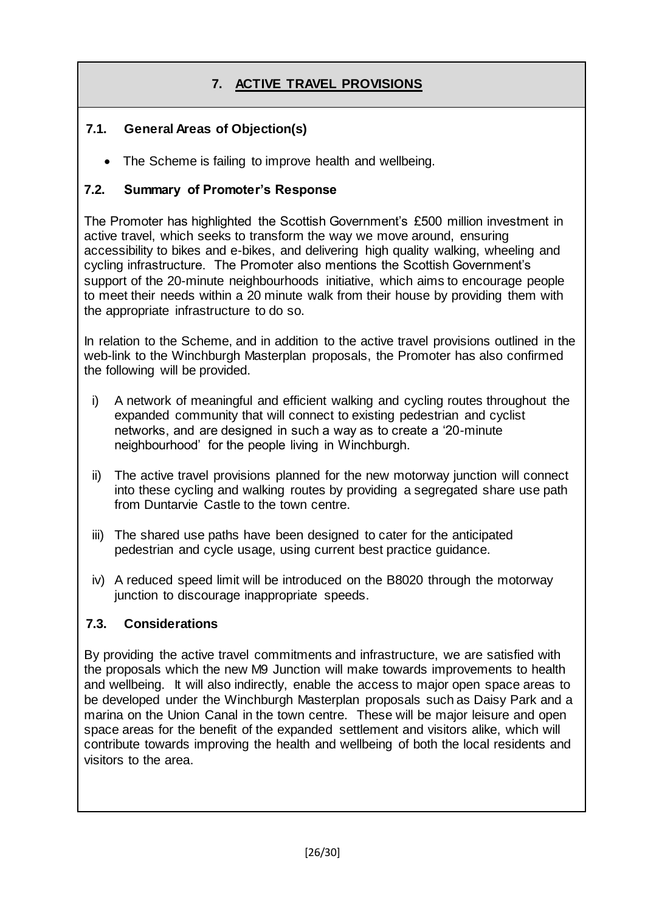## 7. ACTIVE TRAVEL PROVISIONS

### 7.1. General Areas of Objection(s)

- The Scheme is failing to improve health and wellbeing.

### 7.2. Summary of Promoter's Response

The Promoter has highlighted the Scottish Government's £500 million investment in active travel, which seeks to transform the way we move around, ensuring accessibility to bikes and e-bikes, and delivering high quality walking, wheeling and cycling infrastructure. The Promoter also mentions the Scottish Government's support of the 20-minute neighbourhoods initiative, which aims to encourage people to meet their needs within a 20 minute walk from their house by providing them with the appropriate infrastructure to do so.

In relation to the Scheme, and in addition to the active travel provisions outlined in the web-link to the Winchburgh Masterplan proposals, the Promoter has also confirmed the following will be provided.

i) A network of meaningful and efficient walking and cycling routes throughout the expanded community that will connect to existing pedestrian and cyclist networks, and are designed in such a way as to create a '20-minute neighbourhood' for the people living in Winchburgh.

ii) The active travel provisions planned for the new motorway junction will connect into these cycling and walking routes by providing a segregated share use path from Duntarvie Castle to the town centre.

iii) The shared use paths have been designed to cater for the anticipated pedestrian and cycle usage, using current best practice guidance.

iv) A reduced speed limit will be introduced on the B8020 through the motorway junction to discourage inappropriate speeds.

### 7.3. Considerations

By providing the active travel commitments and infrastructure, we are satisfied with the proposals which the new M9 Junction will make towards improvements to health and wellbeing. It will also indirectly, enable the access to major open space areas to be developed under the Winchburgh Masterplan proposals such as Daisy Park and a marina on the Union Canal in the town centre. These will be major leisure and open space areas for the benefit of the expanded settlement and visitors alike, which will contribute towards improving the health and wellbeing of both the local residents and visitors to the area.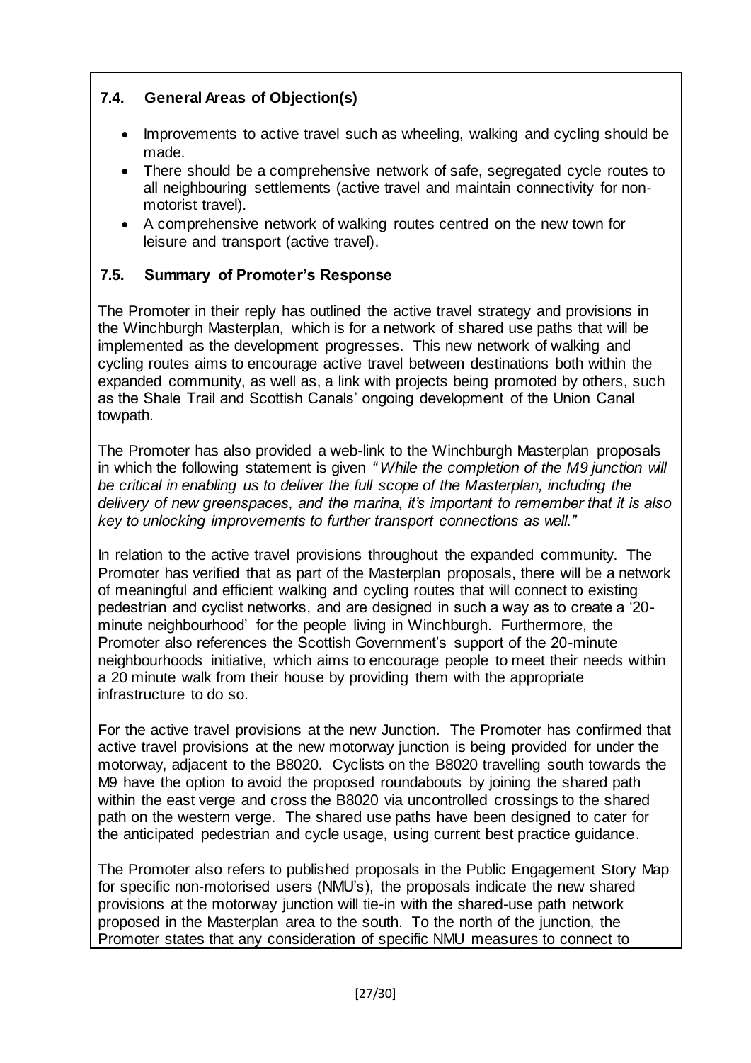### 7.4. General Areas of Objection(s)

- Improvements to active travel such as wheeling, walking and cycling should be made.
- There should be a comprehensive network of safe, segregated cycle routes to all neighbouring settlements (active travel and maintain connectivity for non-motorist travel).
- A comprehensive network of walking routes centred on the new town for leisure and transport (active travel).

### 7.5. Summary of Promoter's Response

The Promoter in their reply has outlined the active travel strategy and provisions in the Winchburgh Masterplan, which is for a network of shared use paths that will be implemented as the development progresses. This new network of walking and cycling routes aims to encourage active travel between destinations both within the expanded community, as well as, a link with projects being promoted by others, such as the Shale Trail and Scottish Canals' ongoing development of the Union Canal towpath.

The Promoter has also provided a web-link to the Winchburgh Masterplan proposals in which the following statement is given *"While the completion of the M9 junction will be critical in enabling us to deliver the full scope of the Masterplan, including the delivery of new greenspaces, and the marina, it's important to remember that it is also key to unlocking improvements to further transport connections as well."*

In relation to the active travel provisions throughout the expanded community. The Promoter has verified that as part of the Masterplan proposals, there will be a network of meaningful and efficient walking and cycling routes that will connect to existing pedestrian and cyclist networks, and are designed in such a way as to create a '20-minute neighbourhood' for the people living in Winchburgh. Furthermore, the Promoter also references the Scottish Government's support of the 20-minute neighbourhoods initiative, which aims to encourage people to meet their needs within a 20 minute walk from their house by providing them with the appropriate infrastructure to do so.

For the active travel provisions at the new Junction. The Promoter has confirmed that active travel provisions at the new motorway junction is being provided for under the motorway, adjacent to the B8020. Cyclists on the B8020 travelling south towards the M9 have the option to avoid the proposed roundabouts by joining the shared path within the east verge and cross the B8020 via uncontrolled crossings to the shared path on the western verge. The shared use paths have been designed to cater for the anticipated pedestrian and cycle usage, using current best practice guidance.

The Promoter also refers to published proposals in the Public Engagement Story Map for specific non-motorised users (NMU's), the proposals indicate the new shared provisions at the motorway junction will tie-in with the shared-use path network proposed in the Masterplan area to the south. To the north of the junction, the Promoter states that any consideration of specific NMU measures to connect to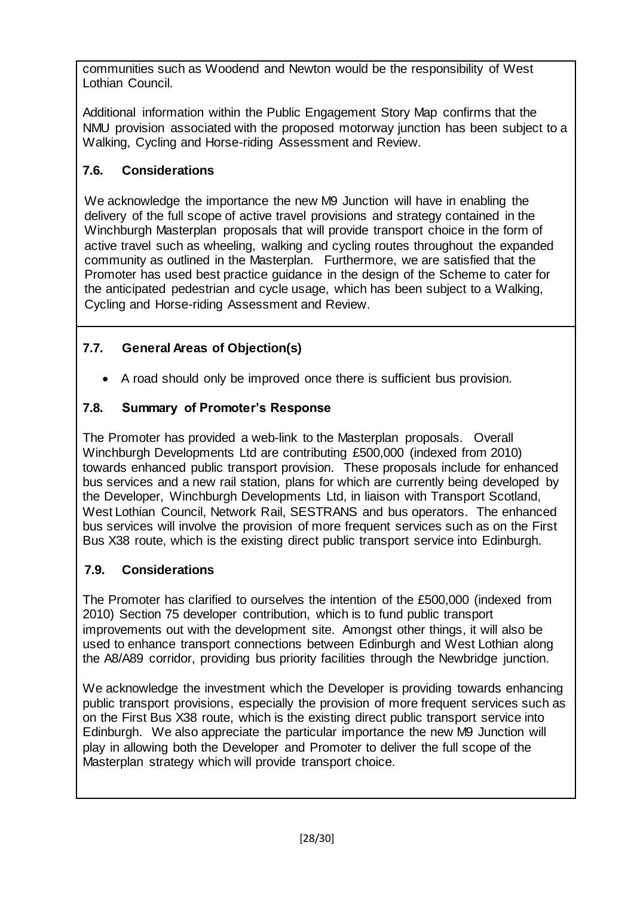communities such as Woodend and Newton would be the responsibility of West Lothian Council.

Additional information within the Public Engagement Story Map confirms that the NMU provision associated with the proposed motorway junction has been subject to a Walking, Cycling and Horse-riding Assessment and Review.

### 7.6. Considerations

We acknowledge the importance the new M9 Junction will have in enabling the delivery of the full scope of active travel provisions and strategy contained in the Winchburgh Masterplan proposals that will provide transport choice in the form of active travel such as wheeling, walking and cycling routes throughout the expanded community as outlined in the Masterplan. Furthermore, we are satisfied that the Promoter has used best practice guidance in the design of the Scheme to cater for the anticipated pedestrian and cycle usage, which has been subject to a Walking, Cycling and Horse-riding Assessment and Review.

### 7.7. General Areas of Objection(s)

- A road should only be improved once there is sufficient bus provision.

### 7.8. Summary of Promoter's Response

The Promoter has provided a web-link to the Masterplan proposals. Overall Winchburgh Developments Ltd are contributing £500,000 (indexed from 2010) towards enhanced public transport provision. These proposals include for enhanced bus services and a new rail station, plans for which are currently being developed by the Developer, Winchburgh Developments Ltd, in liaison with Transport Scotland, West Lothian Council, Network Rail, SESTRANS and bus operators. The enhanced bus services will involve the provision of more frequent services such as on the First Bus X38 route, which is the existing direct public transport service into Edinburgh.

### 7.9. Considerations

The Promoter has clarified to ourselves the intention of the £500,000 (indexed from 2010) Section 75 developer contribution, which is to fund public transport improvements out with the development site. Amongst other things, it will also be used to enhance transport connections between Edinburgh and West Lothian along the A8/A89 corridor, providing bus priority facilities through the Newbridge junction.

We acknowledge the investment which the Developer is providing towards enhancing public transport provisions, especially the provision of more frequent services such as on the First Bus X38 route, which is the existing direct public transport service into Edinburgh. We also appreciate the particular importance the new M9 Junction will play in allowing both the Developer and Promoter to deliver the full scope of the Masterplan strategy which will provide transport choice.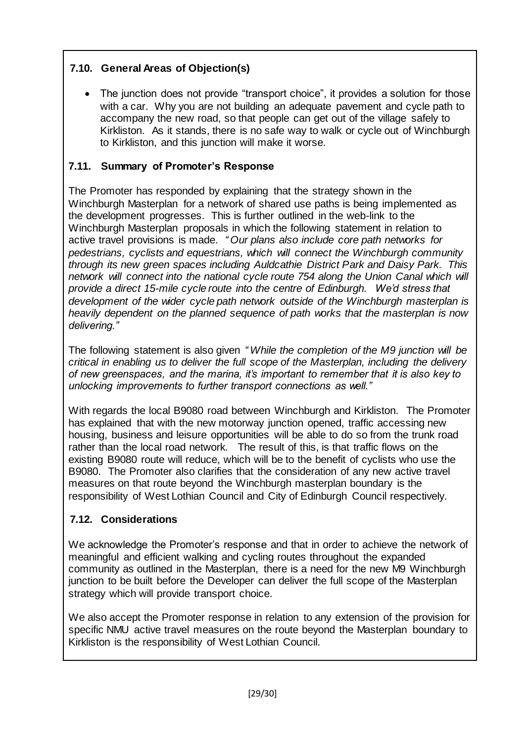### 7.10. General Areas of Objection(s)

- The junction does not provide "transport choice", it provides a solution for those with a car. Why you are not building an adequate pavement and cycle path to accompany the new road, so that people can get out of the village safely to Kirkliston. As it stands, there is no safe way to walk or cycle out of Winchburgh to Kirkliston, and this junction will make it worse.

### 7.11. Summary of Promoter's Response

The Promoter has responded by explaining that the strategy shown in the Winchburgh Masterplan for a network of shared use paths is being implemented as the development progresses. This is further outlined in the web-link to the Winchburgh Masterplan proposals in which the following statement in relation to active travel provisions is made. *"Our plans also include core path networks for pedestrians, cyclists and equestrians, which will connect the Winchburgh community through its new green spaces including Auldcathie District Park and Daisy Park. This network will connect into the national cycle route 754 along the Union Canal which will provide a direct 15-mile cycle route into the centre of Edinburgh. We'd stress that development of the wider cycle path network outside of the Winchburgh masterplan is heavily dependent on the planned sequence of path works that the masterplan is now delivering."*

The following statement is also given *"While the completion of the M9 junction will be critical in enabling us to deliver the full scope of the Masterplan, including the delivery of new greenspaces, and the marina, it's important to remember that it is also key to unlocking improvements to further transport connections as well."*

With regards the local B9080 road between Winchburgh and Kirkliston. The Promoter has explained that with the new motorway junction opened, traffic accessing new housing, business and leisure opportunities will be able to do so from the trunk road rather than the local road network. The result of this, is that traffic flows on the existing B9080 route will reduce, which will be to the benefit of cyclists who use the B9080. The Promoter also clarifies that the consideration of any new active travel measures on that route beyond the Winchburgh masterplan boundary is the responsibility of West Lothian Council and City of Edinburgh Council respectively.

### 7.12. Considerations

We acknowledge the Promoter's response and that in order to achieve the network of meaningful and efficient walking and cycling routes throughout the expanded community as outlined in the Masterplan, there is a need for the new M9 Winchburgh junction to be built before the Developer can deliver the full scope of the Masterplan strategy which will provide transport choice.

We also accept the Promoter response in relation to any extension of the provision for specific NMU active travel measures on the route beyond the Masterplan boundary to Kirkliston is the responsibility of West Lothian Council.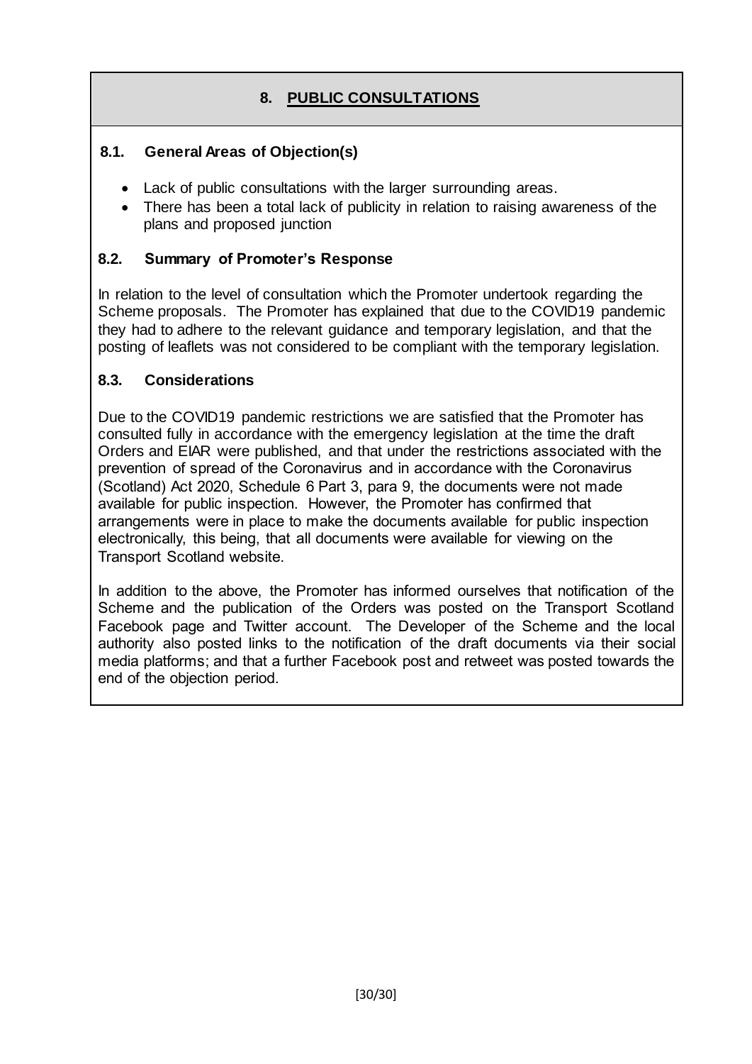## 8. PUBLIC CONSULTATIONS

### 8.1. General Areas of Objection(s)

- Lack of public consultations with the larger surrounding areas.
- There has been a total lack of publicity in relation to raising awareness of the plans and proposed junction

### 8.2. Summary of Promoter's Response

In relation to the level of consultation which the Promoter undertook regarding the Scheme proposals. The Promoter has explained that due to the COVID19 pandemic they had to adhere to the relevant guidance and temporary legislation, and that the posting of leaflets was not considered to be compliant with the temporary legislation.

### 8.3. Considerations

Due to the COVID19 pandemic restrictions we are satisfied that the Promoter has consulted fully in accordance with the emergency legislation at the time the draft Orders and EIAR were published, and that under the restrictions associated with the prevention of spread of the Coronavirus and in accordance with the Coronavirus (Scotland) Act 2020, Schedule 6 Part 3, para 9, the documents were not made available for public inspection. However, the Promoter has confirmed that arrangements were in place to make the documents available for public inspection electronically, this being, that all documents were available for viewing on the Transport Scotland website.

In addition to the above, the Promoter has informed ourselves that notification of the Scheme and the publication of the Orders was posted on the Transport Scotland Facebook page and Twitter account. The Developer of the Scheme and the local authority also posted links to the notification of the draft documents via their social media platforms; and that a further Facebook post and retweet was posted towards the end of the objection period.